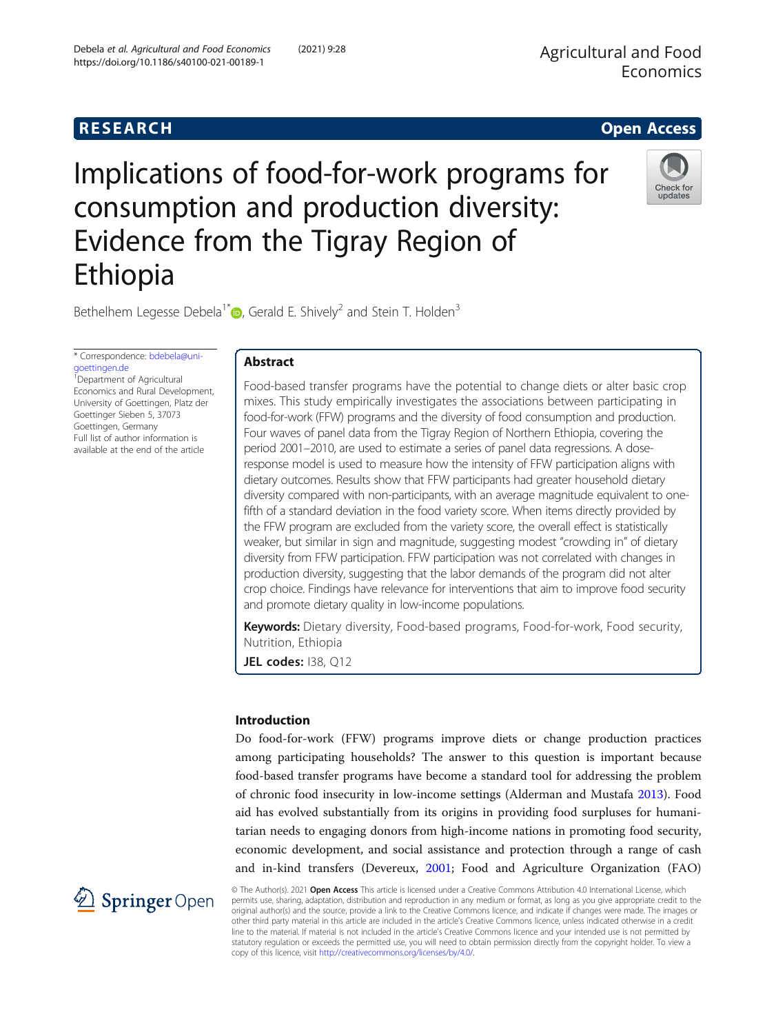RESEARCH

Open Access

# Implications of food-for-work programs for consumption and production diversity: Evidence from the Tigray Region of Ethiopia

Bethelhem Legesse Debela[1*], Gerald E. Shively[2] and Stein T. Holden[3]

\* Correspondence: bdebela@uni-goettingen.de
[1]Department of Agricultural Economics and Rural Development, University of Goettingen, Platz der Goettinger Sieben 5, 37073 Goettingen, Germany
Full list of author information is available at the end of the article

## Abstract

Food-based transfer programs have the potential to change diets or alter basic crop mixes. This study empirically investigates the associations between participating in food-for-work (FFW) programs and the diversity of food consumption and production. Four waves of panel data from the Tigray Region of Northern Ethiopia, covering the period 2001–2010, are used to estimate a series of panel data regressions. A dose-response model is used to measure how the intensity of FFW participation aligns with dietary outcomes. Results show that FFW participants had greater household dietary diversity compared with non-participants, with an average magnitude equivalent to one-fifth of a standard deviation in the food variety score. When items directly provided by the FFW program are excluded from the variety score, the overall effect is statistically weaker, but similar in sign and magnitude, suggesting modest "crowding in" of dietary diversity from FFW participation. FFW participation was not correlated with changes in production diversity, suggesting that the labor demands of the program did not alter crop choice. Findings have relevance for interventions that aim to improve food security and promote dietary quality in low-income populations.

**Keywords:** Dietary diversity, Food-based programs, Food-for-work, Food security, Nutrition, Ethiopia

**JEL codes:** I38, Q12

## Introduction

Do food-for-work (FFW) programs improve diets or change production practices among participating households? The answer to this question is important because food-based transfer programs have become a standard tool for addressing the problem of chronic food insecurity in low-income settings (Alderman and Mustafa 2013). Food aid has evolved substantially from its origins in providing food surpluses for humanitarian needs to engaging donors from high-income nations in promoting food security, economic development, and social assistance and protection through a range of cash and in-kind transfers (Devereux, 2001; Food and Agriculture Organization (FAO)

© The Author(s). 2021 **Open Access** This article is licensed under a Creative Commons Attribution 4.0 International License, which permits use, sharing, adaptation, distribution and reproduction in any medium or format, as long as you give appropriate credit to the original author(s) and the source, provide a link to the Creative Commons licence, and indicate if changes were made. The images or other third party material in this article are included in the article's Creative Commons licence, unless indicated otherwise in a credit line to the material. If material is not included in the article's Creative Commons licence and your intended use is not permitted by statutory regulation or exceeds the permitted use, you will need to obtain permission directly from the copyright holder. To view a copy of this licence, visit http://creativecommons.org/licenses/by/4.0/.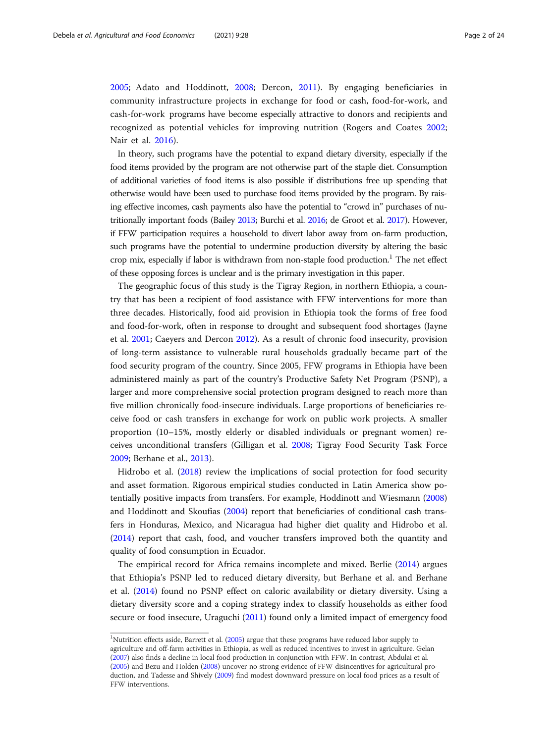2005; Adato and Hoddinott, 2008; Dercon, 2011). By engaging beneficiaries in community infrastructure projects in exchange for food or cash, food-for-work, and cash-for-work programs have become especially attractive to donors and recipients and recognized as potential vehicles for improving nutrition (Rogers and Coates 2002; Nair et al. 2016).

In theory, such programs have the potential to expand dietary diversity, especially if the food items provided by the program are not otherwise part of the staple diet. Consumption of additional varieties of food items is also possible if distributions free up spending that otherwise would have been used to purchase food items provided by the program. By raising effective incomes, cash payments also have the potential to "crowd in" purchases of nutritionally important foods (Bailey 2013; Burchi et al. 2016; de Groot et al. 2017). However, if FFW participation requires a household to divert labor away from on-farm production, such programs have the potential to undermine production diversity by altering the basic crop mix, especially if labor is withdrawn from non-staple food production.[1] The net effect of these opposing forces is unclear and is the primary investigation in this paper.

The geographic focus of this study is the Tigray Region, in northern Ethiopia, a country that has been a recipient of food assistance with FFW interventions for more than three decades. Historically, food aid provision in Ethiopia took the forms of free food and food-for-work, often in response to drought and subsequent food shortages (Jayne et al. 2001; Caeyers and Dercon 2012). As a result of chronic food insecurity, provision of long-term assistance to vulnerable rural households gradually became part of the food security program of the country. Since 2005, FFW programs in Ethiopia have been administered mainly as part of the country's Productive Safety Net Program (PSNP), a larger and more comprehensive social protection program designed to reach more than five million chronically food-insecure individuals. Large proportions of beneficiaries receive food or cash transfers in exchange for work on public work projects. A smaller proportion (10–15%, mostly elderly or disabled individuals or pregnant women) receives unconditional transfers (Gilligan et al. 2008; Tigray Food Security Task Force 2009; Berhane et al., 2013).

Hidrobo et al. (2018) review the implications of social protection for food security and asset formation. Rigorous empirical studies conducted in Latin America show potentially positive impacts from transfers. For example, Hoddinott and Wiesmann (2008) and Hoddinott and Skoufias (2004) report that beneficiaries of conditional cash transfers in Honduras, Mexico, and Nicaragua had higher diet quality and Hidrobo et al. (2014) report that cash, food, and voucher transfers improved both the quantity and quality of food consumption in Ecuador.

The empirical record for Africa remains incomplete and mixed. Berlie (2014) argues that Ethiopia's PSNP led to reduced dietary diversity, but Berhane et al. and Berhane et al. (2014) found no PSNP effect on caloric availability or dietary diversity. Using a dietary diversity score and a coping strategy index to classify households as either food secure or food insecure, Uraguchi (2011) found only a limited impact of emergency food

[1] Nutrition effects aside, Barrett et al. (2005) argue that these programs have reduced labor supply to agriculture and off-farm activities in Ethiopia, as well as reduced incentives to invest in agriculture. Gelan (2007) also finds a decline in local food production in conjunction with FFW. In contrast, Abdulai et al. (2005) and Bezu and Holden (2008) uncover no strong evidence of FFW disincentives for agricultural production, and Tadesse and Shively (2009) find modest downward pressure on local food prices as a result of FFW interventions.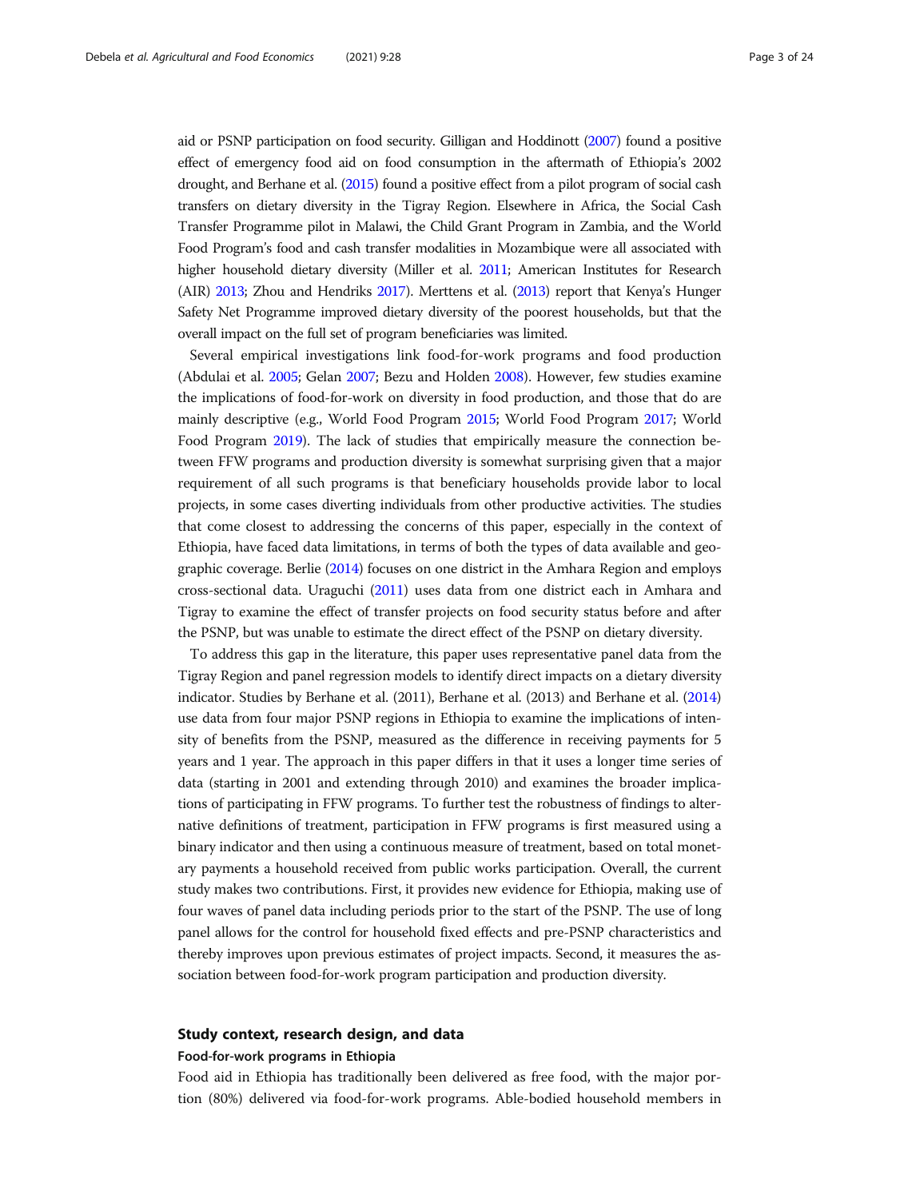aid or PSNP participation on food security. Gilligan and Hoddinott (2007) found a positive effect of emergency food aid on food consumption in the aftermath of Ethiopia's 2002 drought, and Berhane et al. (2015) found a positive effect from a pilot program of social cash transfers on dietary diversity in the Tigray Region. Elsewhere in Africa, the Social Cash Transfer Programme pilot in Malawi, the Child Grant Program in Zambia, and the World Food Program's food and cash transfer modalities in Mozambique were all associated with higher household dietary diversity (Miller et al. 2011; American Institutes for Research (AIR) 2013; Zhou and Hendriks 2017). Merttens et al. (2013) report that Kenya's Hunger Safety Net Programme improved dietary diversity of the poorest households, but that the overall impact on the full set of program beneficiaries was limited.

Several empirical investigations link food-for-work programs and food production (Abdulai et al. 2005; Gelan 2007; Bezu and Holden 2008). However, few studies examine the implications of food-for-work on diversity in food production, and those that do are mainly descriptive (e.g., World Food Program 2015; World Food Program 2017; World Food Program 2019). The lack of studies that empirically measure the connection between FFW programs and production diversity is somewhat surprising given that a major requirement of all such programs is that beneficiary households provide labor to local projects, in some cases diverting individuals from other productive activities. The studies that come closest to addressing the concerns of this paper, especially in the context of Ethiopia, have faced data limitations, in terms of both the types of data available and geographic coverage. Berlie (2014) focuses on one district in the Amhara Region and employs cross-sectional data. Uraguchi (2011) uses data from one district each in Amhara and Tigray to examine the effect of transfer projects on food security status before and after the PSNP, but was unable to estimate the direct effect of the PSNP on dietary diversity.

To address this gap in the literature, this paper uses representative panel data from the Tigray Region and panel regression models to identify direct impacts on a dietary diversity indicator. Studies by Berhane et al. (2011), Berhane et al. (2013) and Berhane et al. (2014) use data from four major PSNP regions in Ethiopia to examine the implications of intensity of benefits from the PSNP, measured as the difference in receiving payments for 5 years and 1 year. The approach in this paper differs in that it uses a longer time series of data (starting in 2001 and extending through 2010) and examines the broader implications of participating in FFW programs. To further test the robustness of findings to alternative definitions of treatment, participation in FFW programs is first measured using a binary indicator and then using a continuous measure of treatment, based on total monetary payments a household received from public works participation. Overall, the current study makes two contributions. First, it provides new evidence for Ethiopia, making use of four waves of panel data including periods prior to the start of the PSNP. The use of long panel allows for the control for household fixed effects and pre-PSNP characteristics and thereby improves upon previous estimates of project impacts. Second, it measures the association between food-for-work program participation and production diversity.

## Study context, research design, and data

### Food-for-work programs in Ethiopia

Food aid in Ethiopia has traditionally been delivered as free food, with the major portion (80%) delivered via food-for-work programs. Able-bodied household members in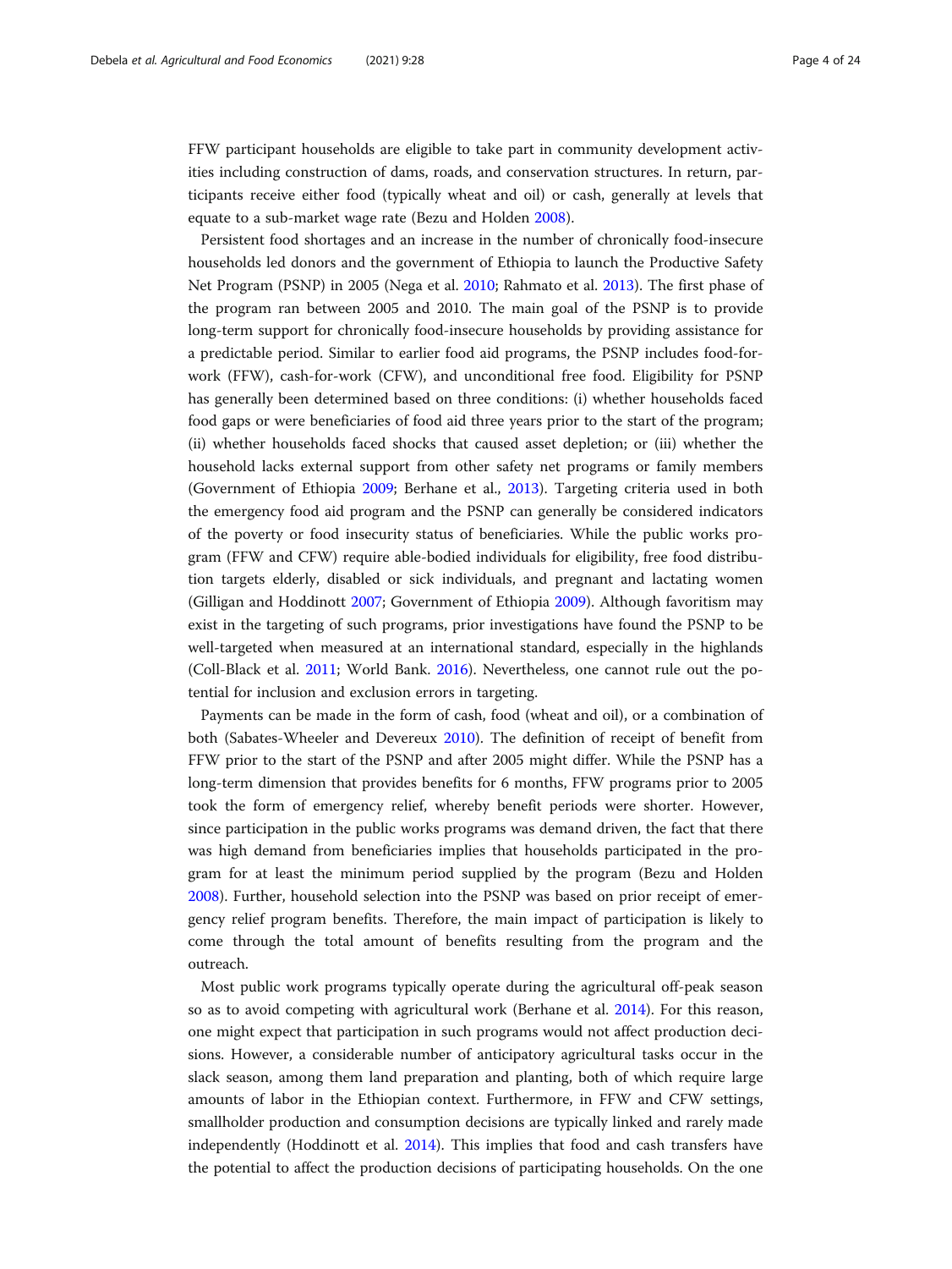FFW participant households are eligible to take part in community development activities including construction of dams, roads, and conservation structures. In return, participants receive either food (typically wheat and oil) or cash, generally at levels that equate to a sub-market wage rate (Bezu and Holden 2008).

Persistent food shortages and an increase in the number of chronically food-insecure households led donors and the government of Ethiopia to launch the Productive Safety Net Program (PSNP) in 2005 (Nega et al. 2010; Rahmato et al. 2013). The first phase of the program ran between 2005 and 2010. The main goal of the PSNP is to provide long-term support for chronically food-insecure households by providing assistance for a predictable period. Similar to earlier food aid programs, the PSNP includes food-for-work (FFW), cash-for-work (CFW), and unconditional free food. Eligibility for PSNP has generally been determined based on three conditions: (i) whether households faced food gaps or were beneficiaries of food aid three years prior to the start of the program; (ii) whether households faced shocks that caused asset depletion; or (iii) whether the household lacks external support from other safety net programs or family members (Government of Ethiopia 2009; Berhane et al., 2013). Targeting criteria used in both the emergency food aid program and the PSNP can generally be considered indicators of the poverty or food insecurity status of beneficiaries. While the public works program (FFW and CFW) require able-bodied individuals for eligibility, free food distribution targets elderly, disabled or sick individuals, and pregnant and lactating women (Gilligan and Hoddinott 2007; Government of Ethiopia 2009). Although favoritism may exist in the targeting of such programs, prior investigations have found the PSNP to be well-targeted when measured at an international standard, especially in the highlands (Coll-Black et al. 2011; World Bank. 2016). Nevertheless, one cannot rule out the potential for inclusion and exclusion errors in targeting.

Payments can be made in the form of cash, food (wheat and oil), or a combination of both (Sabates-Wheeler and Devereux 2010). The definition of receipt of benefit from FFW prior to the start of the PSNP and after 2005 might differ. While the PSNP has a long-term dimension that provides benefits for 6 months, FFW programs prior to 2005 took the form of emergency relief, whereby benefit periods were shorter. However, since participation in the public works programs was demand driven, the fact that there was high demand from beneficiaries implies that households participated in the program for at least the minimum period supplied by the program (Bezu and Holden 2008). Further, household selection into the PSNP was based on prior receipt of emergency relief program benefits. Therefore, the main impact of participation is likely to come through the total amount of benefits resulting from the program and the outreach.

Most public work programs typically operate during the agricultural off-peak season so as to avoid competing with agricultural work (Berhane et al. 2014). For this reason, one might expect that participation in such programs would not affect production decisions. However, a considerable number of anticipatory agricultural tasks occur in the slack season, among them land preparation and planting, both of which require large amounts of labor in the Ethiopian context. Furthermore, in FFW and CFW settings, smallholder production and consumption decisions are typically linked and rarely made independently (Hoddinott et al. 2014). This implies that food and cash transfers have the potential to affect the production decisions of participating households. On the one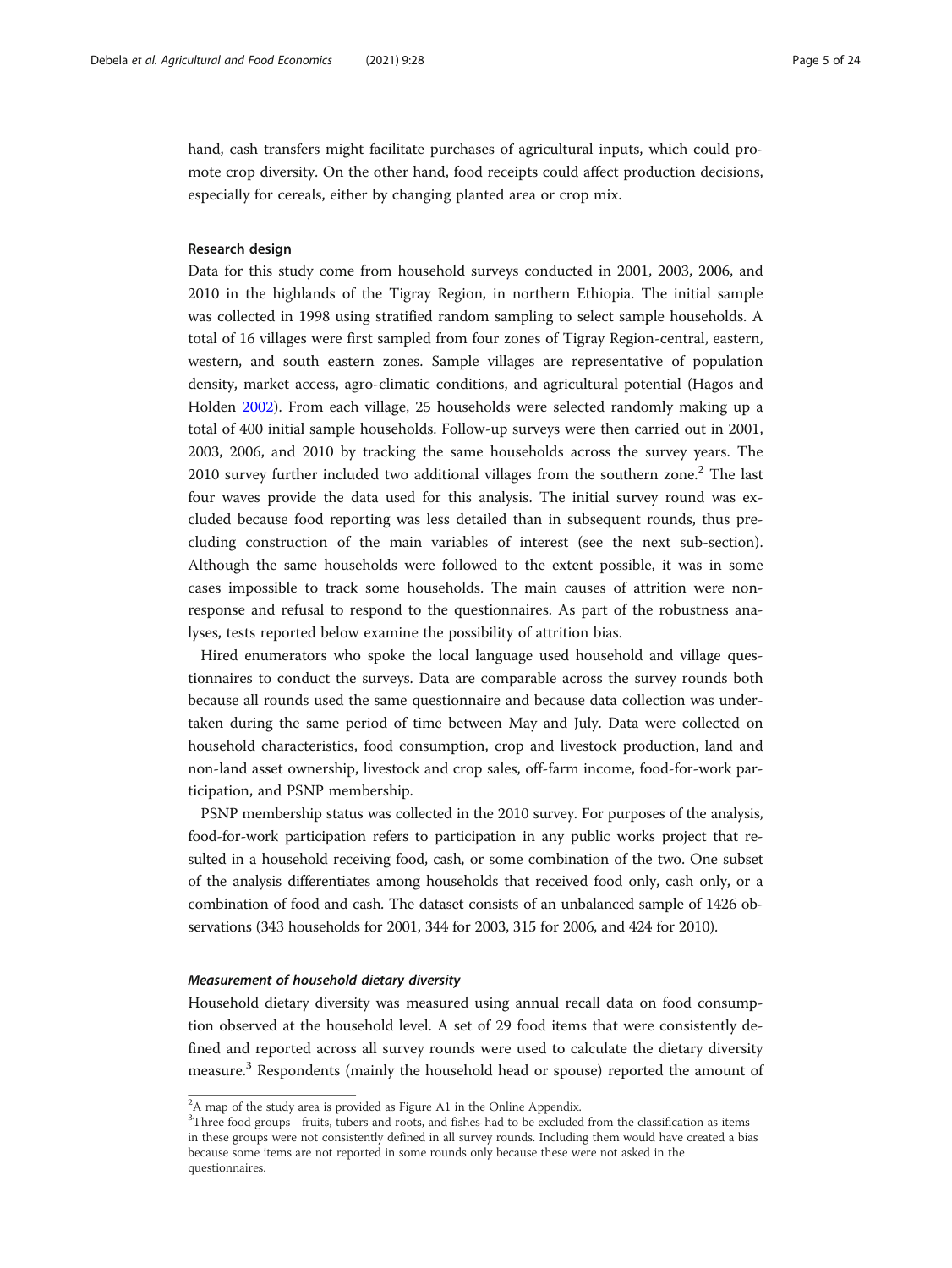hand, cash transfers might facilitate purchases of agricultural inputs, which could promote crop diversity. On the other hand, food receipts could affect production decisions, especially for cereals, either by changing planted area or crop mix.

### Research design

Data for this study come from household surveys conducted in 2001, 2003, 2006, and 2010 in the highlands of the Tigray Region, in northern Ethiopia. The initial sample was collected in 1998 using stratified random sampling to select sample households. A total of 16 villages were first sampled from four zones of Tigray Region-central, eastern, western, and south eastern zones. Sample villages are representative of population density, market access, agro-climatic conditions, and agricultural potential (Hagos and Holden 2002). From each village, 25 households were selected randomly making up a total of 400 initial sample households. Follow-up surveys were then carried out in 2001, 2003, 2006, and 2010 by tracking the same households across the survey years. The 2010 survey further included two additional villages from the southern zone.[2] The last four waves provide the data used for this analysis. The initial survey round was excluded because food reporting was less detailed than in subsequent rounds, thus precluding construction of the main variables of interest (see the next sub-section). Although the same households were followed to the extent possible, it was in some cases impossible to track some households. The main causes of attrition were nonresponse and refusal to respond to the questionnaires. As part of the robustness analyses, tests reported below examine the possibility of attrition bias.

Hired enumerators who spoke the local language used household and village questionnaires to conduct the surveys. Data are comparable across the survey rounds both because all rounds used the same questionnaire and because data collection was undertaken during the same period of time between May and July. Data were collected on household characteristics, food consumption, crop and livestock production, land and non-land asset ownership, livestock and crop sales, off-farm income, food-for-work participation, and PSNP membership.

PSNP membership status was collected in the 2010 survey. For purposes of the analysis, food-for-work participation refers to participation in any public works project that resulted in a household receiving food, cash, or some combination of the two. One subset of the analysis differentiates among households that received food only, cash only, or a combination of food and cash. The dataset consists of an unbalanced sample of 1426 observations (343 households for 2001, 344 for 2003, 315 for 2006, and 424 for 2010).

#### *Measurement of household dietary diversity*

Household dietary diversity was measured using annual recall data on food consumption observed at the household level. A set of 29 food items that were consistently defined and reported across all survey rounds were used to calculate the dietary diversity measure.[3] Respondents (mainly the household head or spouse) reported the amount of

---

[2] A map of the study area is provided as Figure A1 in the Online Appendix.

[3] Three food groups—fruits, tubers and roots, and fishes-had to be excluded from the classification as items in these groups were not consistently defined in all survey rounds. Including them would have created a bias because some items are not reported in some rounds only because these were not asked in the questionnaires.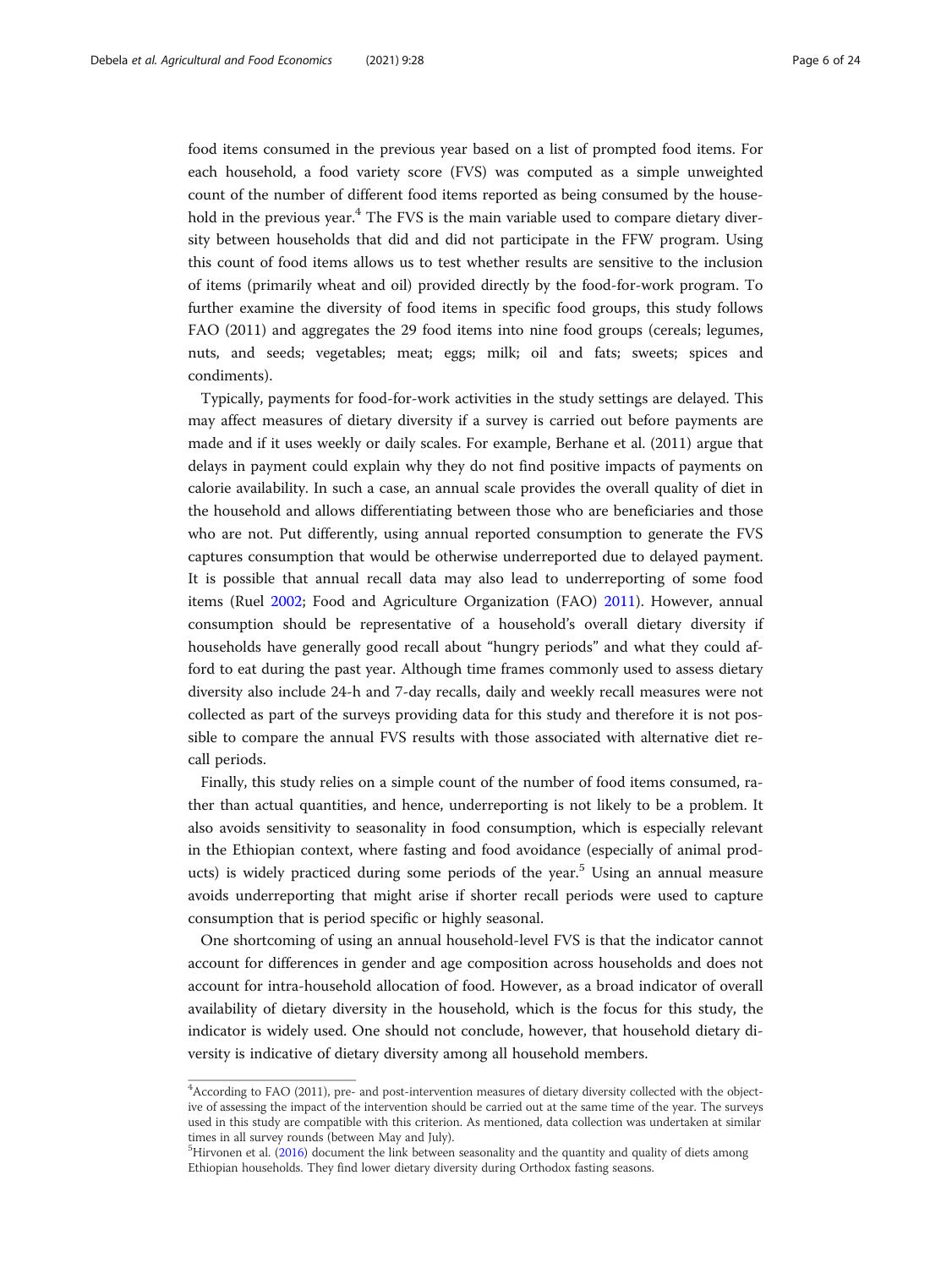food items consumed in the previous year based on a list of prompted food items. For each household, a food variety score (FVS) was computed as a simple unweighted count of the number of different food items reported as being consumed by the household in the previous year.[4] The FVS is the main variable used to compare dietary diversity between households that did and did not participate in the FFW program. Using this count of food items allows us to test whether results are sensitive to the inclusion of items (primarily wheat and oil) provided directly by the food-for-work program. To further examine the diversity of food items in specific food groups, this study follows FAO (2011) and aggregates the 29 food items into nine food groups (cereals; legumes, nuts, and seeds; vegetables; meat; eggs; milk; oil and fats; sweets; spices and condiments).

Typically, payments for food-for-work activities in the study settings are delayed. This may affect measures of dietary diversity if a survey is carried out before payments are made and if it uses weekly or daily scales. For example, Berhane et al. (2011) argue that delays in payment could explain why they do not find positive impacts of payments on calorie availability. In such a case, an annual scale provides the overall quality of diet in the household and allows differentiating between those who are beneficiaries and those who are not. Put differently, using annual reported consumption to generate the FVS captures consumption that would be otherwise underreported due to delayed payment. It is possible that annual recall data may also lead to underreporting of some food items (Ruel 2002; Food and Agriculture Organization (FAO) 2011). However, annual consumption should be representative of a household's overall dietary diversity if households have generally good recall about "hungry periods" and what they could afford to eat during the past year. Although time frames commonly used to assess dietary diversity also include 24-h and 7-day recalls, daily and weekly recall measures were not collected as part of the surveys providing data for this study and therefore it is not possible to compare the annual FVS results with those associated with alternative diet recall periods.

Finally, this study relies on a simple count of the number of food items consumed, rather than actual quantities, and hence, underreporting is not likely to be a problem. It also avoids sensitivity to seasonality in food consumption, which is especially relevant in the Ethiopian context, where fasting and food avoidance (especially of animal products) is widely practiced during some periods of the year.[5] Using an annual measure avoids underreporting that might arise if shorter recall periods were used to capture consumption that is period specific or highly seasonal.

One shortcoming of using an annual household-level FVS is that the indicator cannot account for differences in gender and age composition across households and does not account for intra-household allocation of food. However, as a broad indicator of overall availability of dietary diversity in the household, which is the focus for this study, the indicator is widely used. One should not conclude, however, that household dietary diversity is indicative of dietary diversity among all household members.

---

[4] According to FAO (2011), pre- and post-intervention measures of dietary diversity collected with the objective of assessing the impact of the intervention should be carried out at the same time of the year. The surveys used in this study are compatible with this criterion. As mentioned, data collection was undertaken at similar times in all survey rounds (between May and July).

[5] Hirvonen et al. (2016) document the link between seasonality and the quantity and quality of diets among Ethiopian households. They find lower dietary diversity during Orthodox fasting seasons.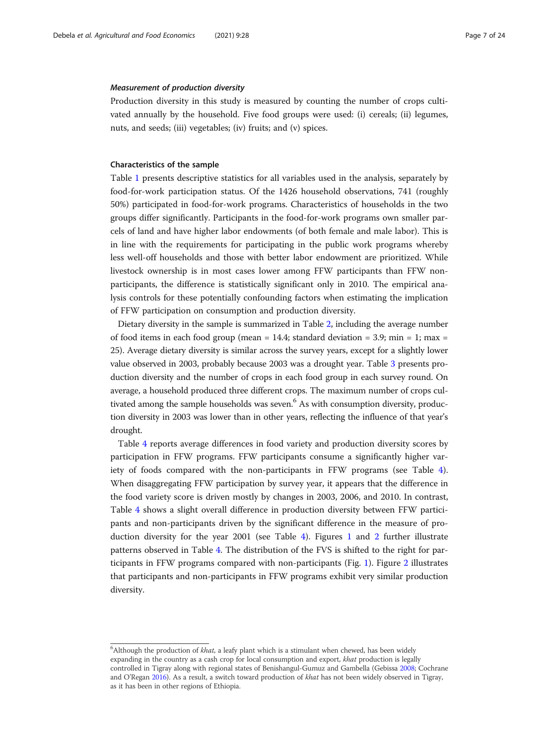#### *Measurement of production diversity*

Production diversity in this study is measured by counting the number of crops cultivated annually by the household. Five food groups were used: (i) cereals; (ii) legumes, nuts, and seeds; (iii) vegetables; (iv) fruits; and (v) spices.

### Characteristics of the sample

Table 1 presents descriptive statistics for all variables used in the analysis, separately by food-for-work participation status. Of the 1426 household observations, 741 (roughly 50%) participated in food-for-work programs. Characteristics of households in the two groups differ significantly. Participants in the food-for-work programs own smaller parcels of land and have higher labor endowments (of both female and male labor). This is in line with the requirements for participating in the public work programs whereby less well-off households and those with better labor endowment are prioritized. While livestock ownership is in most cases lower among FFW participants than FFW non-participants, the difference is statistically significant only in 2010. The empirical analysis controls for these potentially confounding factors when estimating the implication of FFW participation on consumption and production diversity.

Dietary diversity in the sample is summarized in Table 2, including the average number of food items in each food group (mean = 14.4; standard deviation = 3.9; min = 1; max = 25). Average dietary diversity is similar across the survey years, except for a slightly lower value observed in 2003, probably because 2003 was a drought year. Table 3 presents production diversity and the number of crops in each food group in each survey round. On average, a household produced three different crops. The maximum number of crops cultivated among the sample households was seven.[6] As with consumption diversity, production diversity in 2003 was lower than in other years, reflecting the influence of that year's drought.

Table 4 reports average differences in food variety and production diversity scores by participation in FFW programs. FFW participants consume a significantly higher variety of foods compared with the non-participants in FFW programs (see Table 4). When disaggregating FFW participation by survey year, it appears that the difference in the food variety score is driven mostly by changes in 2003, 2006, and 2010. In contrast, Table 4 shows a slight overall difference in production diversity between FFW participants and non-participants driven by the significant difference in the measure of production diversity for the year 2001 (see Table 4). Figures 1 and 2 further illustrate patterns observed in Table 4. The distribution of the FVS is shifted to the right for participants in FFW programs compared with non-participants (Fig. 1). Figure 2 illustrates that participants and non-participants in FFW programs exhibit very similar production diversity.

---

[6]Although the production of *khat*, a leafy plant which is a stimulant when chewed, has been widely expanding in the country as a cash crop for local consumption and export, *khat* production is legally controlled in Tigray along with regional states of Benishangul-Gumuz and Gambella (Gebissa 2008; Cochrane and O'Regan 2016). As a result, a switch toward production of *khat* has not been widely observed in Tigray, as it has been in other regions of Ethiopia.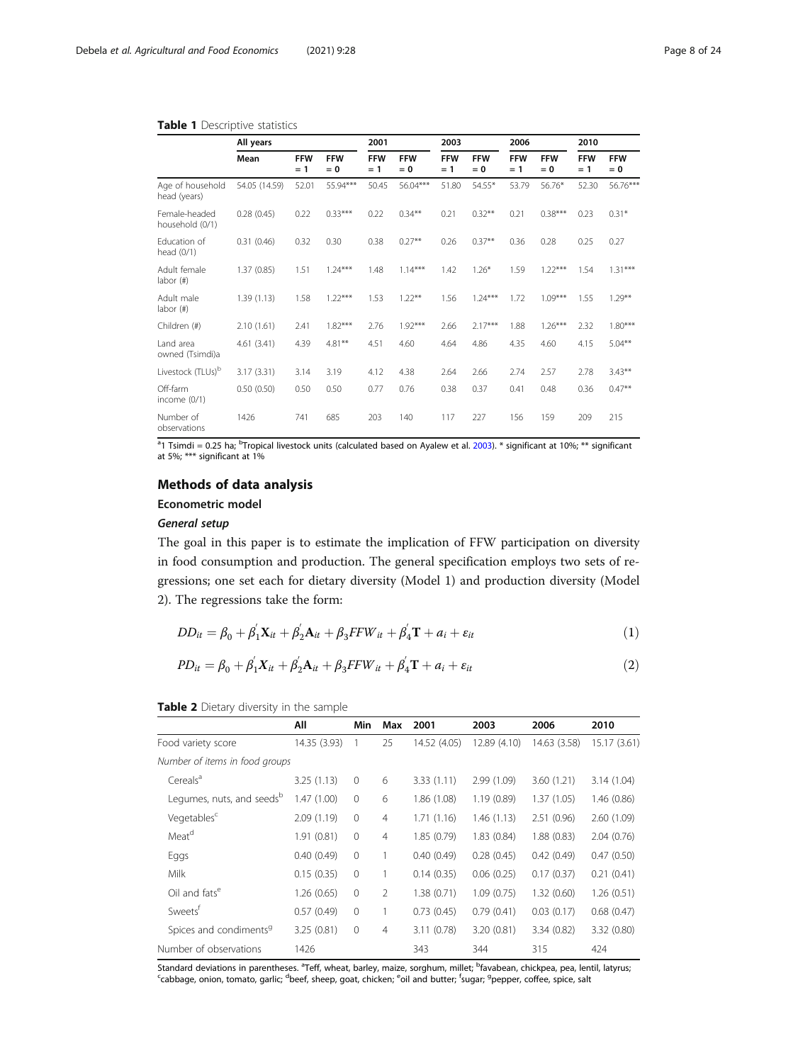**Table 1** Descriptive statistics

| | All years | | | 2001 | | 2003 | | 2006 | | 2010 | |
|---|---|---|---|---|---|---|---|---|---|---|---|
| | Mean | FFW = 1 | FFW = 0 | FFW = 1 | FFW = 0 | FFW = 1 | FFW = 0 | FFW = 1 | FFW = 0 | FFW = 1 | FFW = 0 |
| Age of household head (years) | 54.05 (14.59) | 52.01 | 55.94*** | 50.45 | 56.04*** | 51.80 | 54.55* | 53.79 | 56.76* | 52.30 | 56.76*** |
| Female-headed household (0/1) | 0.28 (0.45) | 0.22 | 0.33*** | 0.22 | 0.34** | 0.21 | 0.32** | 0.21 | 0.38*** | 0.23 | 0.31* |
| Education of head (0/1) | 0.31 (0.46) | 0.32 | 0.30 | 0.38 | 0.27** | 0.26 | 0.37** | 0.36 | 0.28 | 0.25 | 0.27 |
| Adult female labor (#) | 1.37 (0.85) | 1.51 | 1.24*** | 1.48 | 1.14*** | 1.42 | 1.26* | 1.59 | 1.22*** | 1.54 | 1.31*** |
| Adult male labor (#) | 1.39 (1.13) | 1.58 | 1.22*** | 1.53 | 1.22** | 1.56 | 1.24*** | 1.72 | 1.09*** | 1.55 | 1.29** |
| Children (#) | 2.10 (1.61) | 2.41 | 1.82*** | 2.76 | 1.92*** | 2.66 | 2.17*** | 1.88 | 1.26*** | 2.32 | 1.80*** |
| Land area owned (Tsimdi)a | 4.61 (3.41) | 4.39 | 4.81** | 4.51 | 4.60 | 4.64 | 4.86 | 4.35 | 4.60 | 4.15 | 5.04** |
| Livestock (TLUs)[b] | 3.17 (3.31) | 3.14 | 3.19 | 4.12 | 4.38 | 2.64 | 2.66 | 2.74 | 2.57 | 2.78 | 3.43** |
| Off-farm income (0/1) | 0.50 (0.50) | 0.50 | 0.50 | 0.77 | 0.76 | 0.38 | 0.37 | 0.41 | 0.48 | 0.36 | 0.47** |
| Number of observations | 1426 | 741 | 685 | 203 | 140 | 117 | 227 | 156 | 159 | 209 | 215 |

[a]1 Tsimdi = 0.25 ha; [b]Tropical livestock units (calculated based on Ayalew et al. 2003). * significant at 10%; ** significant at 5%; *** significant at 1%

## Methods of data analysis

### Econometric model

#### *General setup*

The goal in this paper is to estimate the implication of FFW participation on diversity in food consumption and production. The general specification employs two sets of regressions; one set each for dietary diversity (Model 1) and production diversity (Model 2). The regressions take the form:

$$DD_{it} = \beta_0 + \beta_1^{'}\mathbf{X}_{it} + \beta_2^{'}\mathbf{A}_{it} + \beta_3 FFW_{it} + \beta_4^{'}\mathbf{T} + a_i + \varepsilon_{it} \tag{1}$$

$$PD_{it} = \beta_0 + \beta_1^{'}X_{it} + \beta_2^{'}\mathbf{A}_{it} + \beta_3 FFW_{it} + \beta_4^{'}\mathbf{T} + a_i + \varepsilon_{it} \tag{2}$$

**Table 2** Dietary diversity in the sample

| | All | Min | Max | 2001 | 2003 | 2006 | 2010 |
|---|---|---|---|---|---|---|---|
| Food variety score | 14.35 (3.93) | 1 | 25 | 14.52 (4.05) | 12.89 (4.10) | 14.63 (3.58) | 15.17 (3.61) |
| *Number of items in food groups* | | | | | | | |
| Cereals[a] | 3.25 (1.13) | 0 | 6 | 3.33 (1.11) | 2.99 (1.09) | 3.60 (1.21) | 3.14 (1.04) |
| Legumes, nuts, and seeds[b] | 1.47 (1.00) | 0 | 6 | 1.86 (1.08) | 1.19 (0.89) | 1.37 (1.05) | 1.46 (0.86) |
| Vegetables[c] | 2.09 (1.19) | 0 | 4 | 1.71 (1.16) | 1.46 (1.13) | 2.51 (0.96) | 2.60 (1.09) |
| Meat[d] | 1.91 (0.81) | 0 | 4 | 1.85 (0.79) | 1.83 (0.84) | 1.88 (0.83) | 2.04 (0.76) |
| Eggs | 0.40 (0.49) | 0 | 1 | 0.40 (0.49) | 0.28 (0.45) | 0.42 (0.49) | 0.47 (0.50) |
| Milk | 0.15 (0.35) | 0 | 1 | 0.14 (0.35) | 0.06 (0.25) | 0.17 (0.37) | 0.21 (0.41) |
| Oil and fats[e] | 1.26 (0.65) | 0 | 2 | 1.38 (0.71) | 1.09 (0.75) | 1.32 (0.60) | 1.26 (0.51) |
| Sweets[f] | 0.57 (0.49) | 0 | 1 | 0.73 (0.45) | 0.79 (0.41) | 0.03 (0.17) | 0.68 (0.47) |
| Spices and condiments[g] | 3.25 (0.81) | 0 | 4 | 3.11 (0.78) | 3.20 (0.81) | 3.34 (0.82) | 3.32 (0.80) |
| Number of observations | 1426 | | | 343 | 344 | 315 | 424 |

Standard deviations in parentheses. [a]Teff, wheat, barley, maize, sorghum, millet; [b]favabean, chickpea, pea, lentil, latyrus; [c]cabbage, onion, tomato, garlic; [d]beef, sheep, goat, chicken; [e]oil and butter; [f]sugar; [g]pepper, coffee, spice, salt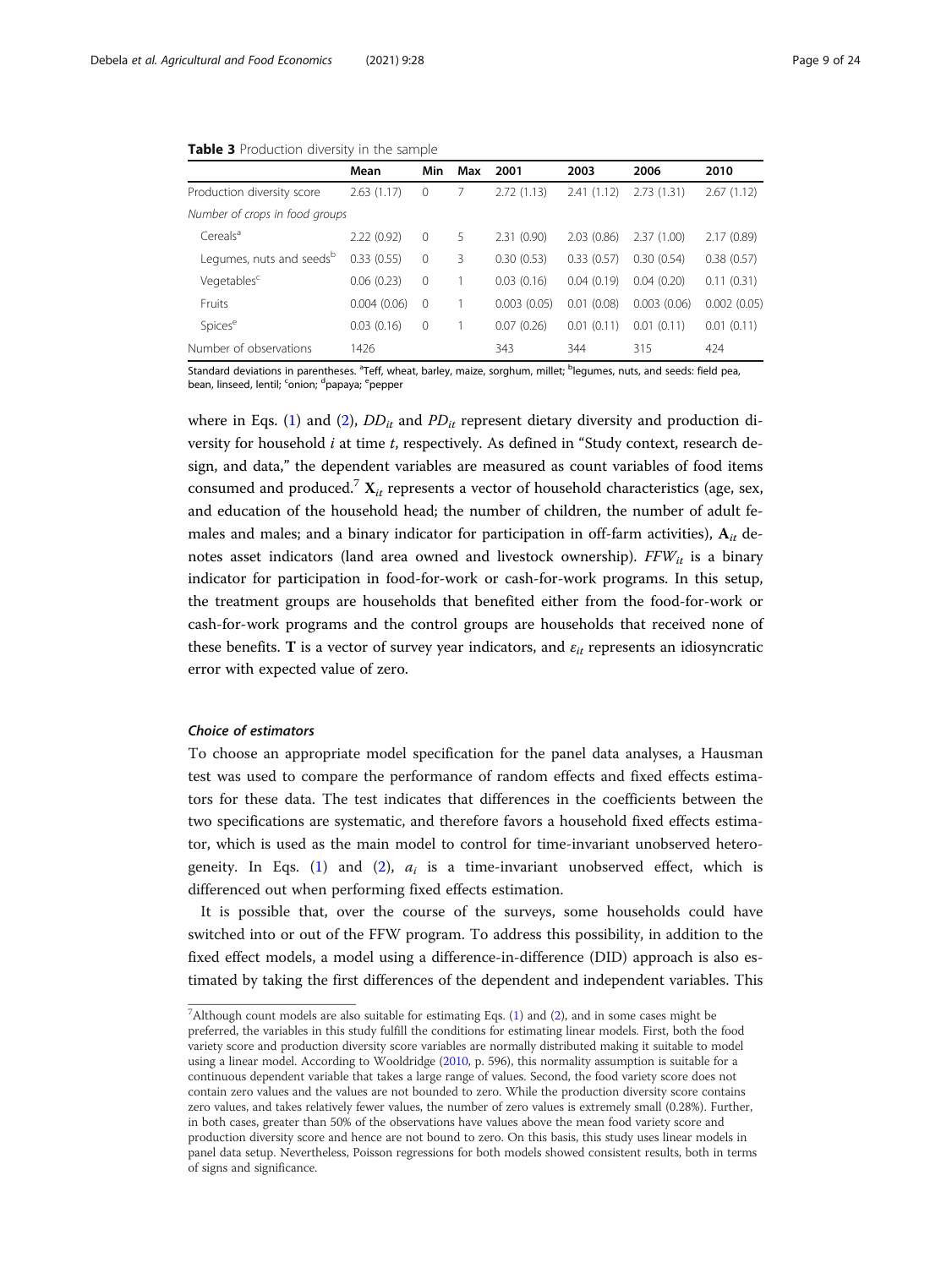**Table 3** Production diversity in the sample

| | Mean | Min | Max | 2001 | 2003 | 2006 | 2010 |
|---|---|---|---|---|---|---|---|
| Production diversity score | 2.63 (1.17) | 0 | 7 | 2.72 (1.13) | 2.41 (1.12) | 2.73 (1.31) | 2.67 (1.12) |
| *Number of crops in food groups* | | | | | | | |
| Cereals[a] | 2.22 (0.92) | 0 | 5 | 2.31 (0.90) | 2.03 (0.86) | 2.37 (1.00) | 2.17 (0.89) |
| Legumes, nuts and seeds[b] | 0.33 (0.55) | 0 | 3 | 0.30 (0.53) | 0.33 (0.57) | 0.30 (0.54) | 0.38 (0.57) |
| Vegetables[c] | 0.06 (0.23) | 0 | 1 | 0.03 (0.16) | 0.04 (0.19) | 0.04 (0.20) | 0.11 (0.31) |
| Fruits | 0.004 (0.06) | 0 | 1 | 0.003 (0.05) | 0.01 (0.08) | 0.003 (0.06) | 0.002 (0.05) |
| Spices[e] | 0.03 (0.16) | 0 | 1 | 0.07 (0.26) | 0.01 (0.11) | 0.01 (0.11) | 0.01 (0.11) |
| Number of observations | 1426 | | | 343 | 344 | 315 | 424 |

Standard deviations in parentheses. [a]Teff, wheat, barley, maize, sorghum, millet; [b]legumes, nuts, and seeds: field pea, bean, linseed, lentil; [c]onion; [d]papaya; [e]pepper

where in Eqs. (1) and (2), $DD_{it}$ and $PD_{it}$ represent dietary diversity and production diversity for household $i$ at time $t$, respectively. As defined in "Study context, research design, and data," the dependent variables are measured as count variables of food items consumed and produced.[7] $\mathbf{X}_{it}$ represents a vector of household characteristics (age, sex, and education of the household head; the number of children, the number of adult females and males; and a binary indicator for participation in off-farm activities), $\mathbf{A}_{it}$ denotes asset indicators (land area owned and livestock ownership). $FFW_{it}$ is a binary indicator for participation in food-for-work or cash-for-work programs. In this setup, the treatment groups are households that benefited either from the food-for-work or cash-for-work programs and the control groups are households that received none of these benefits. $\mathbf{T}$ is a vector of survey year indicators, and $\varepsilon_{it}$ represents an idiosyncratic error with expected value of zero.

#### *Choice of estimators*

To choose an appropriate model specification for the panel data analyses, a Hausman test was used to compare the performance of random effects and fixed effects estimators for these data. The test indicates that differences in the coefficients between the two specifications are systematic, and therefore favors a household fixed effects estimator, which is used as the main model to control for time-invariant unobserved heterogeneity. In Eqs. (1) and (2), $a_i$ is a time-invariant unobserved effect, which is differenced out when performing fixed effects estimation.

It is possible that, over the course of the surveys, some households could have switched into or out of the FFW program. To address this possibility, in addition to the fixed effect models, a model using a difference-in-difference (DID) approach is also estimated by taking the first differences of the dependent and independent variables. This

[7]Although count models are also suitable for estimating Eqs. (1) and (2), and in some cases might be preferred, the variables in this study fulfill the conditions for estimating linear models. First, both the food variety score and production diversity score variables are normally distributed making it suitable to model using a linear model. According to Wooldridge (2010, p. 596), this normality assumption is suitable for a continuous dependent variable that takes a large range of values. Second, the food variety score does not contain zero values and the values are not bounded to zero. While the production diversity score contains zero values, and takes relatively fewer values, the number of zero values is extremely small (0.28%). Further, in both cases, greater than 50% of the observations have values above the mean food variety score and production diversity score and hence are not bound to zero. On this basis, this study uses linear models in panel data setup. Nevertheless, Poisson regressions for both models showed consistent results, both in terms of signs and significance.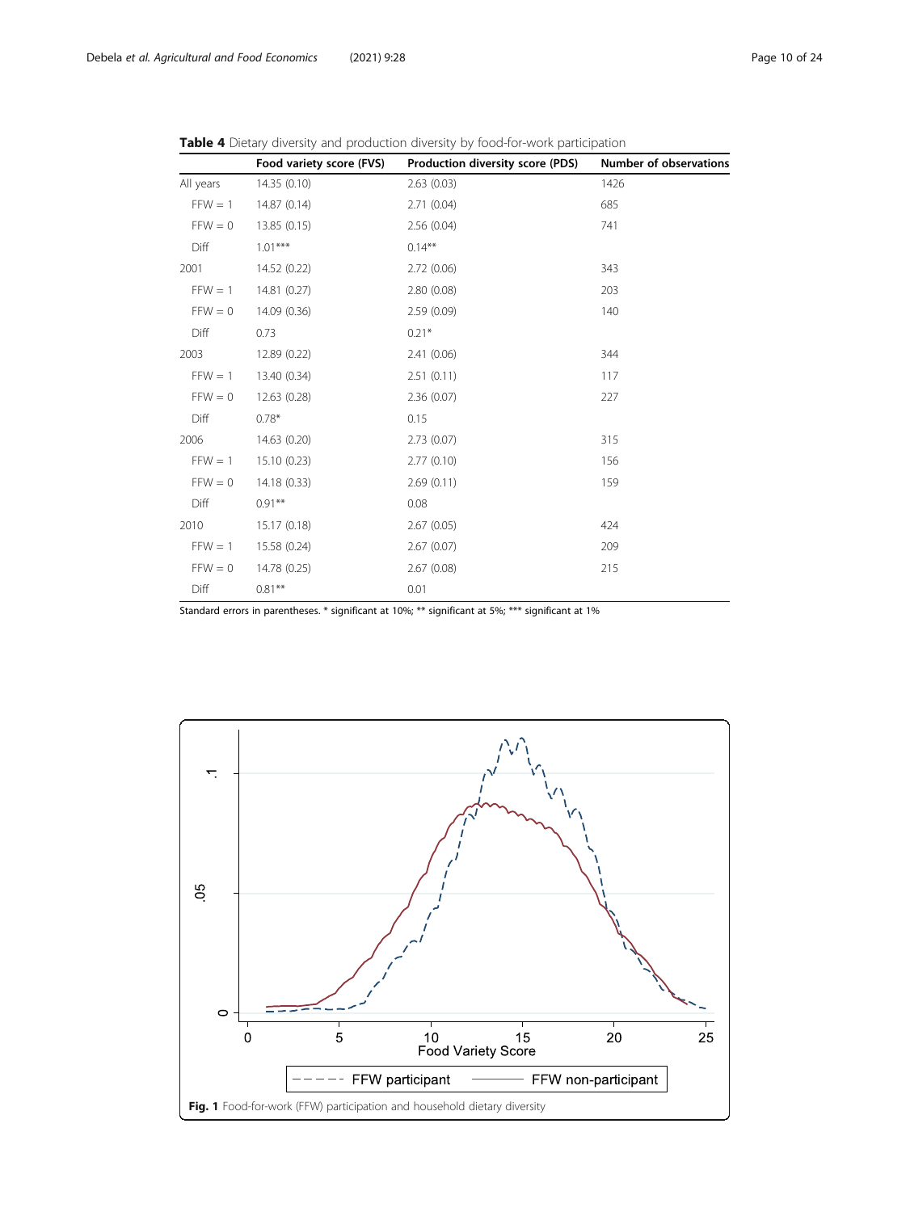**Table 4** Dietary diversity and production diversity by food-for-work participation

| | Food variety score (FVS) | Production diversity score (PDS) | Number of observations |
|---|---|---|---|
| All years | 14.35 (0.10) | 2.63 (0.03) | 1426 |
| FFW = 1 | 14.87 (0.14) | 2.71 (0.04) | 685 |
| FFW = 0 | 13.85 (0.15) | 2.56 (0.04) | 741 |
| Diff | 1.01*** | 0.14** | |
| 2001 | 14.52 (0.22) | 2.72 (0.06) | 343 |
| FFW = 1 | 14.81 (0.27) | 2.80 (0.08) | 203 |
| FFW = 0 | 14.09 (0.36) | 2.59 (0.09) | 140 |
| Diff | 0.73 | 0.21* | |
| 2003 | 12.89 (0.22) | 2.41 (0.06) | 344 |
| FFW = 1 | 13.40 (0.34) | 2.51 (0.11) | 117 |
| FFW = 0 | 12.63 (0.28) | 2.36 (0.07) | 227 |
| Diff | 0.78* | 0.15 | |
| 2006 | 14.63 (0.20) | 2.73 (0.07) | 315 |
| FFW = 1 | 15.10 (0.23) | 2.77 (0.10) | 156 |
| FFW = 0 | 14.18 (0.33) | 2.69 (0.11) | 159 |
| Diff | 0.91** | 0.08 | |
| 2010 | 15.17 (0.18) | 2.67 (0.05) | 424 |
| FFW = 1 | 15.58 (0.24) | 2.67 (0.07) | 209 |
| FFW = 0 | 14.78 (0.25) | 2.67 (0.08) | 215 |
| Diff | 0.81** | 0.01 | |

Standard errors in parentheses. * significant at 10%; ** significant at 5%; *** significant at 1%

**Fig. 1** Food-for-work (FFW) participation and household dietary diversity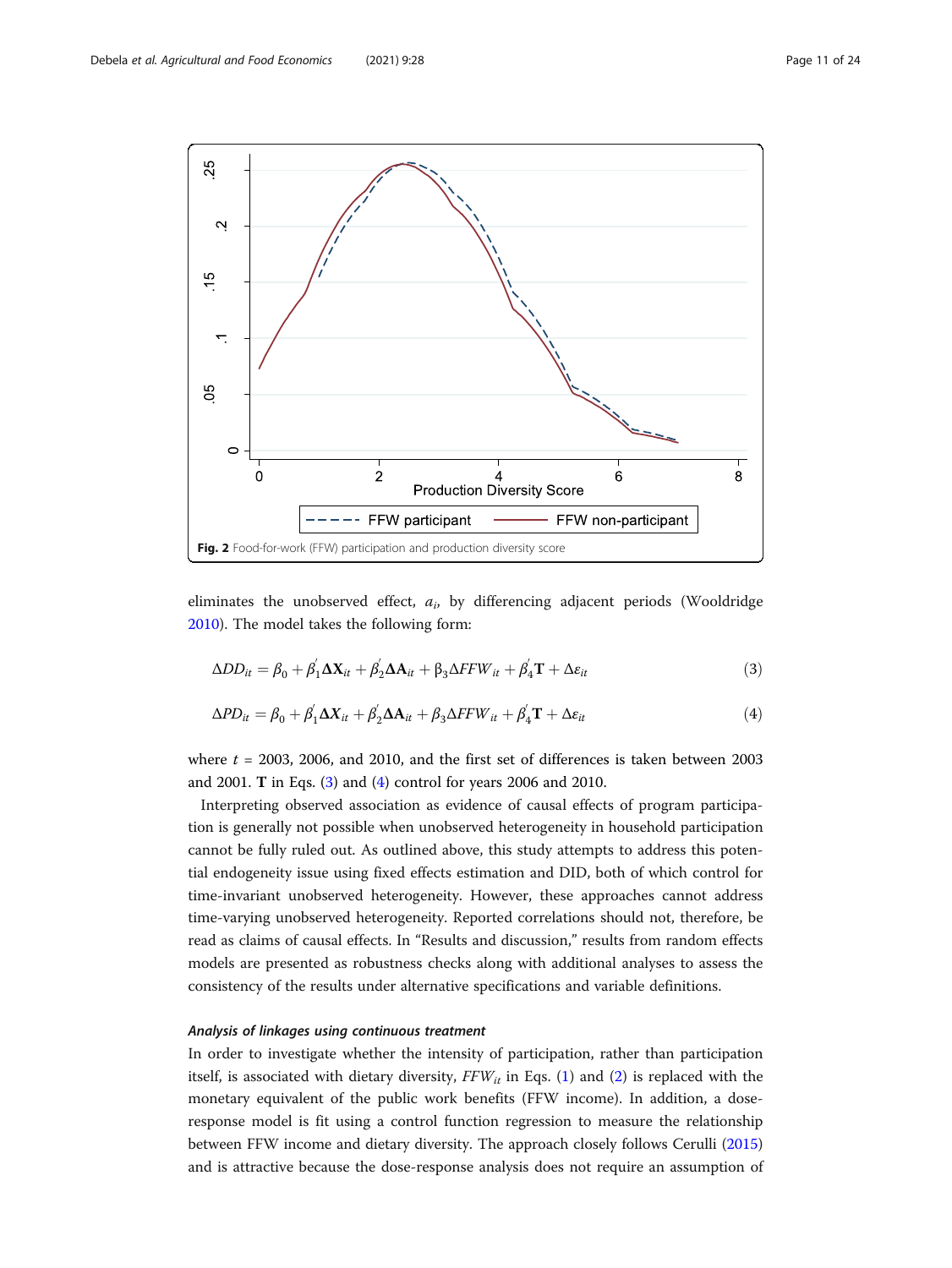Fig. 2 Food-for-work (FFW) participation and production diversity score

eliminates the unobserved effect, $a_i$, by differencing adjacent periods (Wooldridge 2010). The model takes the following form:

$$\Delta DD_{it} = \beta_0 + \beta_1^{'}\Delta \mathbf{X}_{it} + \beta_2^{'}\Delta \mathbf{A}_{it} + \beta_3 \Delta FFW_{it} + \beta_4^{'}\mathbf{T} + \Delta\varepsilon_{it} \tag{3}$$

$$\Delta PD_{it} = \beta_0 + \beta_1^{'}\Delta \mathbf{X}_{it} + \beta_2^{'}\Delta \mathbf{A}_{it} + \beta_3 \Delta FFW_{it} + \beta_4^{'}\mathbf{T} + \Delta\varepsilon_{it} \tag{4}$$

where $t$ = 2003, 2006, and 2010, and the first set of differences is taken between 2003 and 2001. **T** in Eqs. (3) and (4) control for years 2006 and 2010.

Interpreting observed association as evidence of causal effects of program participation is generally not possible when unobserved heterogeneity in household participation cannot be fully ruled out. As outlined above, this study attempts to address this potential endogeneity issue using fixed effects estimation and DID, both of which control for time-invariant unobserved heterogeneity. However, these approaches cannot address time-varying unobserved heterogeneity. Reported correlations should not, therefore, be read as claims of causal effects. In "Results and discussion," results from random effects models are presented as robustness checks along with additional analyses to assess the consistency of the results under alternative specifications and variable definitions.

#### *Analysis of linkages using continuous treatment*

In order to investigate whether the intensity of participation, rather than participation itself, is associated with dietary diversity, $FFW_{it}$ in Eqs. (1) and (2) is replaced with the monetary equivalent of the public work benefits (FFW income). In addition, a dose-response model is fit using a control function regression to measure the relationship between FFW income and dietary diversity. The approach closely follows Cerulli (2015) and is attractive because the dose-response analysis does not require an assumption of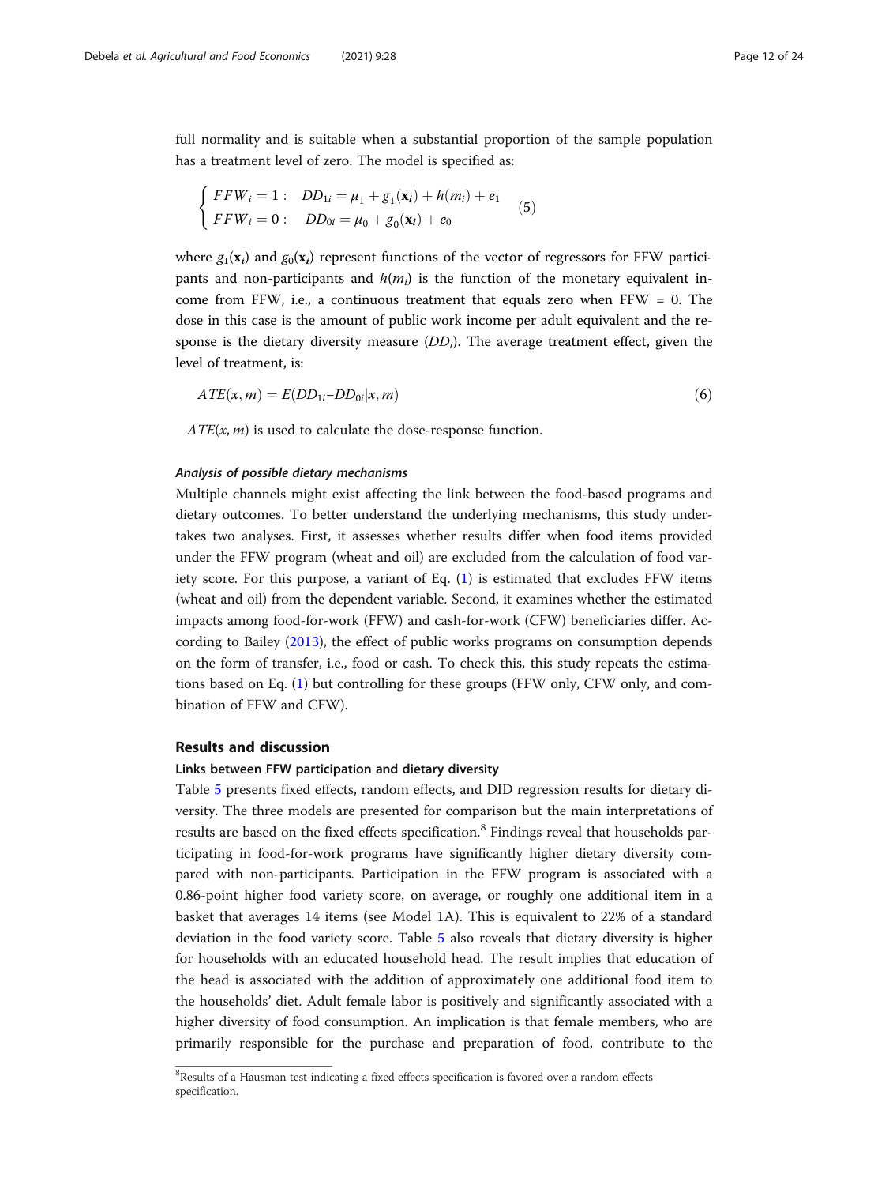full normality and is suitable when a substantial proportion of the sample population has a treatment level of zero. The model is specified as:

$$\begin{cases} FFW_i = 1: & DD_{1i} = \mu_1 + g_1(\mathbf{x}_i) + h(m_i) + e_1 \\ FFW_i = 0: & DD_{0i} = \mu_0 + g_0(\mathbf{x}_i) + e_0 \end{cases} \quad (5)$$

where $g_1(\mathbf{x}_i)$ and $g_0(\mathbf{x}_i)$ represent functions of the vector of regressors for FFW participants and non-participants and $h(m_i)$ is the function of the monetary equivalent income from FFW, i.e., a continuous treatment that equals zero when FFW = 0. The dose in this case is the amount of public work income per adult equivalent and the response is the dietary diversity measure ($DD_i$). The average treatment effect, given the level of treatment, is:

$$ATE(x, m) = E(DD_{1i} - DD_{0i} | x, m) \quad (6)$$

$ATE(x, m)$ is used to calculate the dose-response function.

#### *Analysis of possible dietary mechanisms*

Multiple channels might exist affecting the link between the food-based programs and dietary outcomes. To better understand the underlying mechanisms, this study undertakes two analyses. First, it assesses whether results differ when food items provided under the FFW program (wheat and oil) are excluded from the calculation of food variety score. For this purpose, a variant of Eq. (1) is estimated that excludes FFW items (wheat and oil) from the dependent variable. Second, it examines whether the estimated impacts among food-for-work (FFW) and cash-for-work (CFW) beneficiaries differ. According to Bailey (2013), the effect of public works programs on consumption depends on the form of transfer, i.e., food or cash. To check this, this study repeats the estimations based on Eq. (1) but controlling for these groups (FFW only, CFW only, and combination of FFW and CFW).

## Results and discussion

### Links between FFW participation and dietary diversity

Table 5 presents fixed effects, random effects, and DID regression results for dietary diversity. The three models are presented for comparison but the main interpretations of results are based on the fixed effects specification.[8] Findings reveal that households participating in food-for-work programs have significantly higher dietary diversity compared with non-participants. Participation in the FFW program is associated with a 0.86-point higher food variety score, on average, or roughly one additional item in a basket that averages 14 items (see Model 1A). This is equivalent to 22% of a standard deviation in the food variety score. Table 5 also reveals that dietary diversity is higher for households with an educated household head. The result implies that education of the head is associated with the addition of approximately one additional food item to the households' diet. Adult female labor is positively and significantly associated with a higher diversity of food consumption. An implication is that female members, who are primarily responsible for the purchase and preparation of food, contribute to the

---

[8] Results of a Hausman test indicating a fixed effects specification is favored over a random effects specification.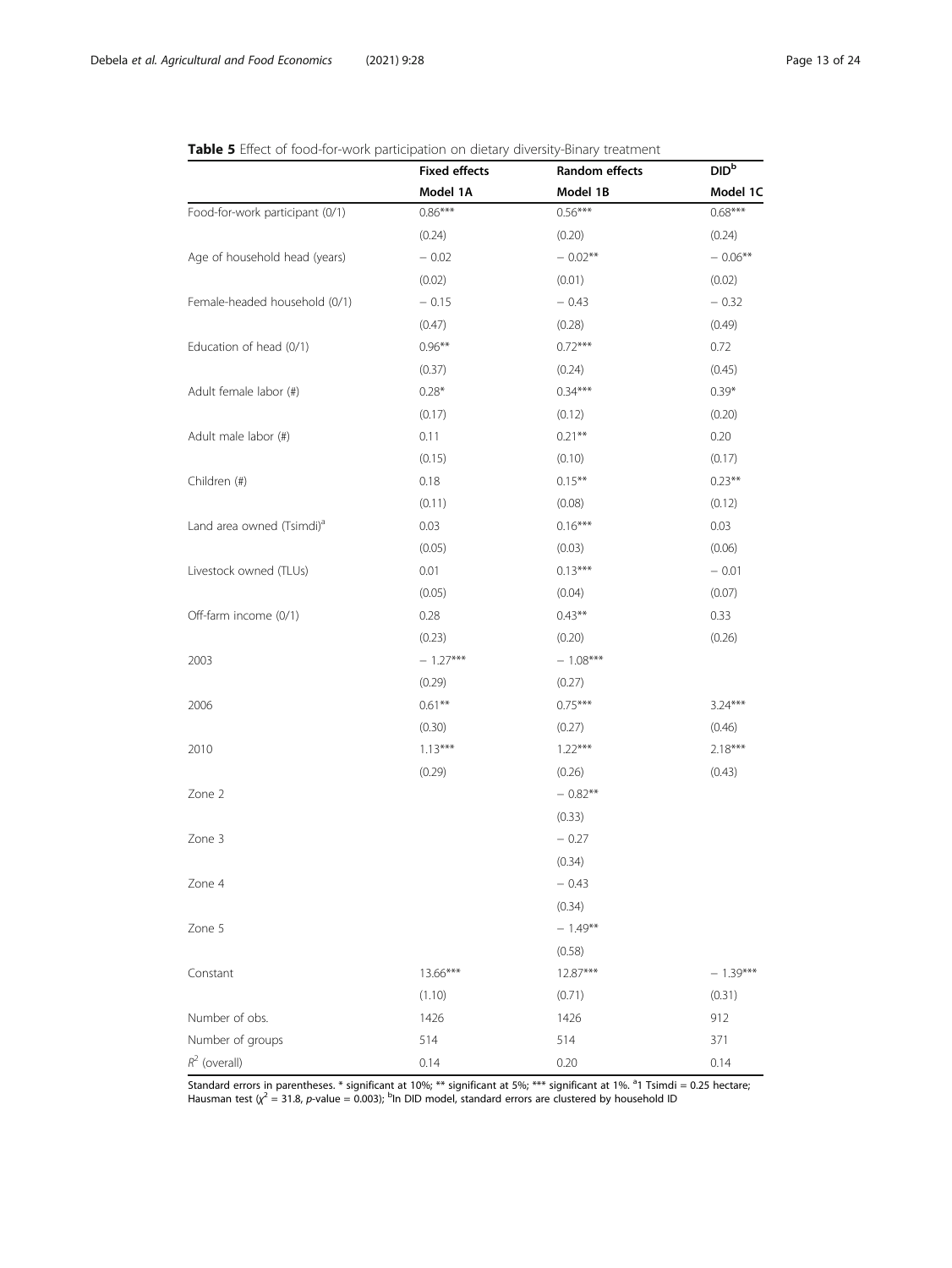**Table 5** Effect of food-for-work participation on dietary diversity-Binary treatment

| | Fixed effects | Random effects | DID[b] |
|---|---|---|---|
| | Model 1A | Model 1B | Model 1C |
| Food-for-work participant (0/1) | 0.86*** | 0.56*** | 0.68*** |
| | (0.24) | (0.20) | (0.24) |
| Age of household head (years) | − 0.02 | − 0.02** | − 0.06** |
| | (0.02) | (0.01) | (0.02) |
| Female-headed household (0/1) | − 0.15 | − 0.43 | − 0.32 |
| | (0.47) | (0.28) | (0.49) |
| Education of head (0/1) | 0.96** | 0.72*** | 0.72 |
| | (0.37) | (0.24) | (0.45) |
| Adult female labor (#) | 0.28* | 0.34*** | 0.39* |
| | (0.17) | (0.12) | (0.20) |
| Adult male labor (#) | 0.11 | 0.21** | 0.20 |
| | (0.15) | (0.10) | (0.17) |
| Children (#) | 0.18 | 0.15** | 0.23** |
| | (0.11) | (0.08) | (0.12) |
| Land area owned (Tsimdi)[a] | 0.03 | 0.16*** | 0.03 |
| | (0.05) | (0.03) | (0.06) |
| Livestock owned (TLUs) | 0.01 | 0.13*** | − 0.01 |
| | (0.05) | (0.04) | (0.07) |
| Off-farm income (0/1) | 0.28 | 0.43** | 0.33 |
| | (0.23) | (0.20) | (0.26) |
| 2003 | − 1.27*** | − 1.08*** | |
| | (0.29) | (0.27) | |
| 2006 | 0.61** | 0.75*** | 3.24*** |
| | (0.30) | (0.27) | (0.46) |
| 2010 | 1.13*** | 1.22*** | 2.18*** |
| | (0.29) | (0.26) | (0.43) |
| Zone 2 | | − 0.82** | |
| | | (0.33) | |
| Zone 3 | | − 0.27 | |
| | | (0.34) | |
| Zone 4 | | − 0.43 | |
| | | (0.34) | |
| Zone 5 | | − 1.49** | |
| | | (0.58) | |
| Constant | 13.66*** | 12.87*** | − 1.39*** |
| | (1.10) | (0.71) | (0.31) |
| Number of obs. | 1426 | 1426 | 912 |
| Number of groups | 514 | 514 | 371 |
| $R^2$ (overall) | 0.14 | 0.20 | 0.14 |

Standard errors in parentheses. * significant at 10%; ** significant at 5%; *** significant at 1%. [a]1 Tsimdi = 0.25 hectare; Hausman test ($\chi^2$ = 31.8, $p$-value = 0.003); [b]In DID model, standard errors are clustered by household ID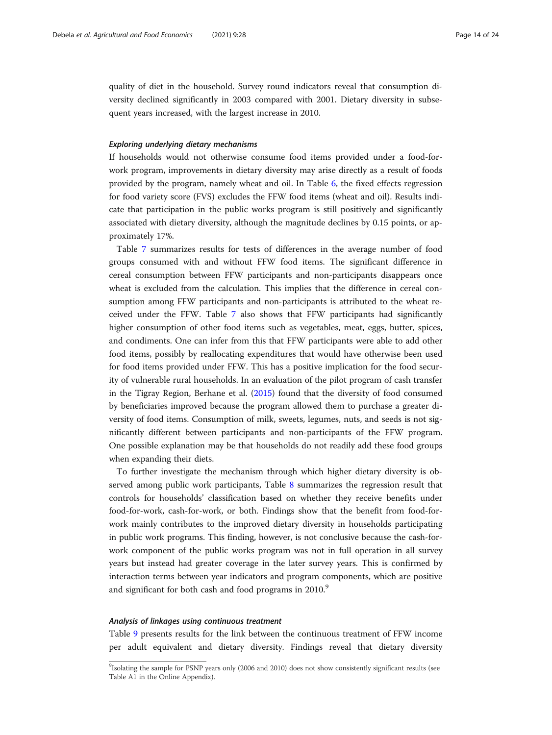quality of diet in the household. Survey round indicators reveal that consumption diversity declined significantly in 2003 compared with 2001. Dietary diversity in subsequent years increased, with the largest increase in 2010.

#### *Exploring underlying dietary mechanisms*

If households would not otherwise consume food items provided under a food-for-work program, improvements in dietary diversity may arise directly as a result of foods provided by the program, namely wheat and oil. In Table 6, the fixed effects regression for food variety score (FVS) excludes the FFW food items (wheat and oil). Results indicate that participation in the public works program is still positively and significantly associated with dietary diversity, although the magnitude declines by 0.15 points, or approximately 17%.

Table 7 summarizes results for tests of differences in the average number of food groups consumed with and without FFW food items. The significant difference in cereal consumption between FFW participants and non-participants disappears once wheat is excluded from the calculation. This implies that the difference in cereal consumption among FFW participants and non-participants is attributed to the wheat received under the FFW. Table 7 also shows that FFW participants had significantly higher consumption of other food items such as vegetables, meat, eggs, butter, spices, and condiments. One can infer from this that FFW participants were able to add other food items, possibly by reallocating expenditures that would have otherwise been used for food items provided under FFW. This has a positive implication for the food security of vulnerable rural households. In an evaluation of the pilot program of cash transfer in the Tigray Region, Berhane et al. (2015) found that the diversity of food consumed by beneficiaries improved because the program allowed them to purchase a greater diversity of food items. Consumption of milk, sweets, legumes, nuts, and seeds is not significantly different between participants and non-participants of the FFW program. One possible explanation may be that households do not readily add these food groups when expanding their diets.

To further investigate the mechanism through which higher dietary diversity is observed among public work participants, Table 8 summarizes the regression result that controls for households' classification based on whether they receive benefits under food-for-work, cash-for-work, or both. Findings show that the benefit from food-for-work mainly contributes to the improved dietary diversity in households participating in public work programs. This finding, however, is not conclusive because the cash-for-work component of the public works program was not in full operation in all survey years but instead had greater coverage in the later survey years. This is confirmed by interaction terms between year indicators and program components, which are positive and significant for both cash and food programs in 2010.[9]

#### *Analysis of linkages using continuous treatment*

Table 9 presents results for the link between the continuous treatment of FFW income per adult equivalent and dietary diversity. Findings reveal that dietary diversity

[9] Isolating the sample for PSNP years only (2006 and 2010) does not show consistently significant results (see Table A1 in the Online Appendix).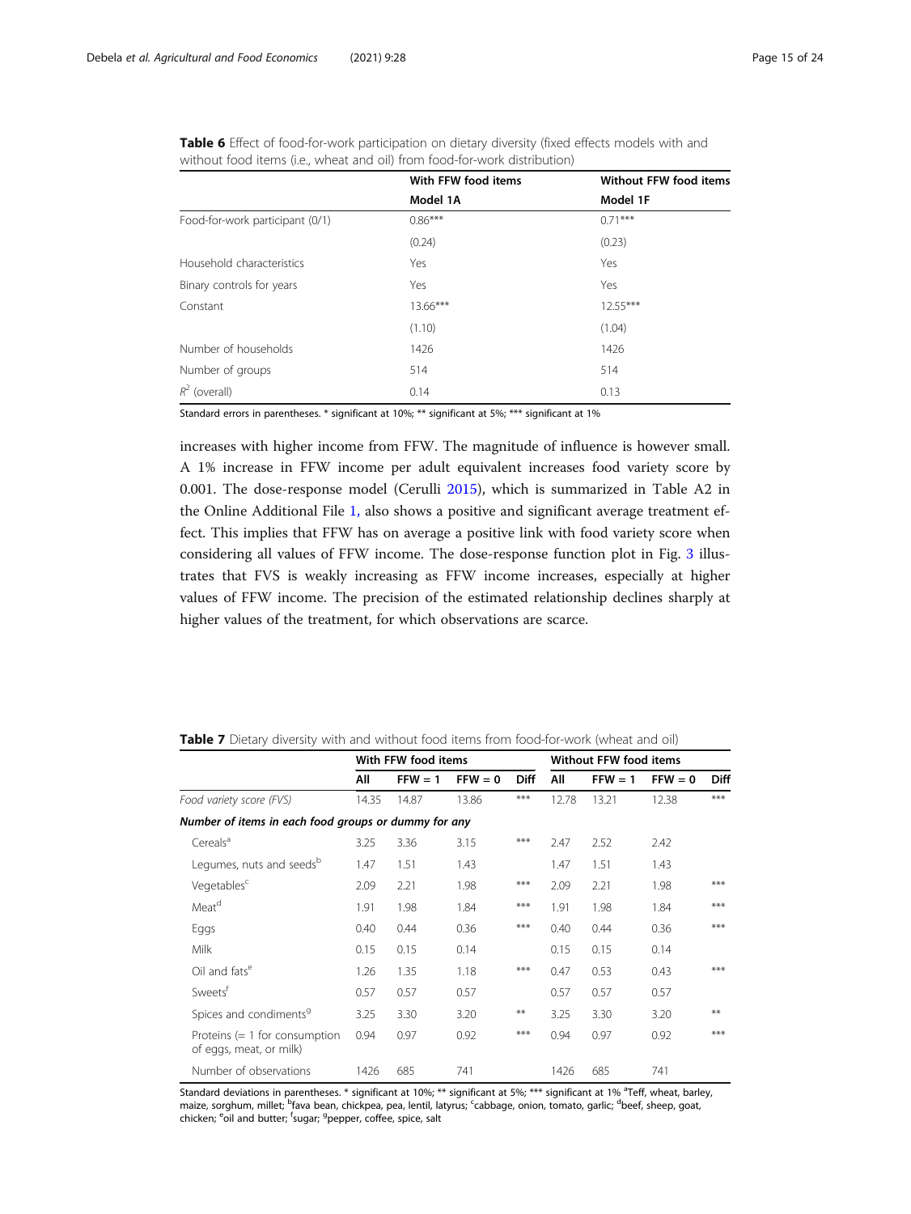**Table 6** Effect of food-for-work participation on dietary diversity (fixed effects models with and without food items (i.e., wheat and oil) from food-for-work distribution)

| | With FFW food items | Without FFW food items |
|---|---|---|
| | Model 1A | Model 1F |
| Food-for-work participant (0/1) | 0.86*** | 0.71*** |
| | (0.24) | (0.23) |
| Household characteristics | Yes | Yes |
| Binary controls for years | Yes | Yes |
| Constant | 13.66*** | 12.55*** |
| | (1.10) | (1.04) |
| Number of households | 1426 | 1426 |
| Number of groups | 514 | 514 |
| $R^2$ (overall) | 0.14 | 0.13 |

Standard errors in parentheses. * significant at 10%; ** significant at 5%; *** significant at 1%

increases with higher income from FFW. The magnitude of influence is however small. A 1% increase in FFW income per adult equivalent increases food variety score by 0.001. The dose-response model (Cerulli 2015), which is summarized in Table A2 in the Online Additional File 1, also shows a positive and significant average treatment effect. This implies that FFW has on average a positive link with food variety score when considering all values of FFW income. The dose-response function plot in Fig. 3 illustrates that FVS is weakly increasing as FFW income increases, especially at higher values of FFW income. The precision of the estimated relationship declines sharply at higher values of the treatment, for which observations are scarce.

**Table 7** Dietary diversity with and without food items from food-for-work (wheat and oil)

| | With FFW food items | | | | Without FFW food items | | | |
|---|---|---|---|---|---|---|---|---|
| | All | FFW = 1 | FFW = 0 | Diff | All | FFW = 1 | FFW = 0 | Diff |
| *Food variety score (FVS)* | 14.35 | 14.87 | 13.86 | *** | 12.78 | 13.21 | 12.38 | *** |
| ***Number of items in each food groups or dummy for any*** | | | | | | | | |
| Cereals[a] | 3.25 | 3.36 | 3.15 | *** | 2.47 | 2.52 | 2.42 | |
| Legumes, nuts and seeds[b] | 1.47 | 1.51 | 1.43 | | 1.47 | 1.51 | 1.43 | |
| Vegetables[c] | 2.09 | 2.21 | 1.98 | *** | 2.09 | 2.21 | 1.98 | *** |
| Meat[d] | 1.91 | 1.98 | 1.84 | *** | 1.91 | 1.98 | 1.84 | *** |
| Eggs | 0.40 | 0.44 | 0.36 | *** | 0.40 | 0.44 | 0.36 | *** |
| Milk | 0.15 | 0.15 | 0.14 | | 0.15 | 0.15 | 0.14 | |
| Oil and fats[e] | 1.26 | 1.35 | 1.18 | *** | 0.47 | 0.53 | 0.43 | *** |
| Sweets[f] | 0.57 | 0.57 | 0.57 | | 0.57 | 0.57 | 0.57 | |
| Spices and condiments[g] | 3.25 | 3.30 | 3.20 | ** | 3.25 | 3.30 | 3.20 | ** |
| Proteins (= 1 for consumption of eggs, meat, or milk) | 0.94 | 0.97 | 0.92 | *** | 0.94 | 0.97 | 0.92 | *** |
| Number of observations | 1426 | 685 | 741 | | 1426 | 685 | 741 | |

Standard deviations in parentheses. * significant at 10%; ** significant at 5%; *** significant at 1% [a]Teff, wheat, barley, maize, sorghum, millet; [b]fava bean, chickpea, pea, lentil, latyrus; [c]cabbage, onion, tomato, garlic; [d]beef, sheep, goat, chicken; [e]oil and butter; [f]sugar; [g]pepper, coffee, spice, salt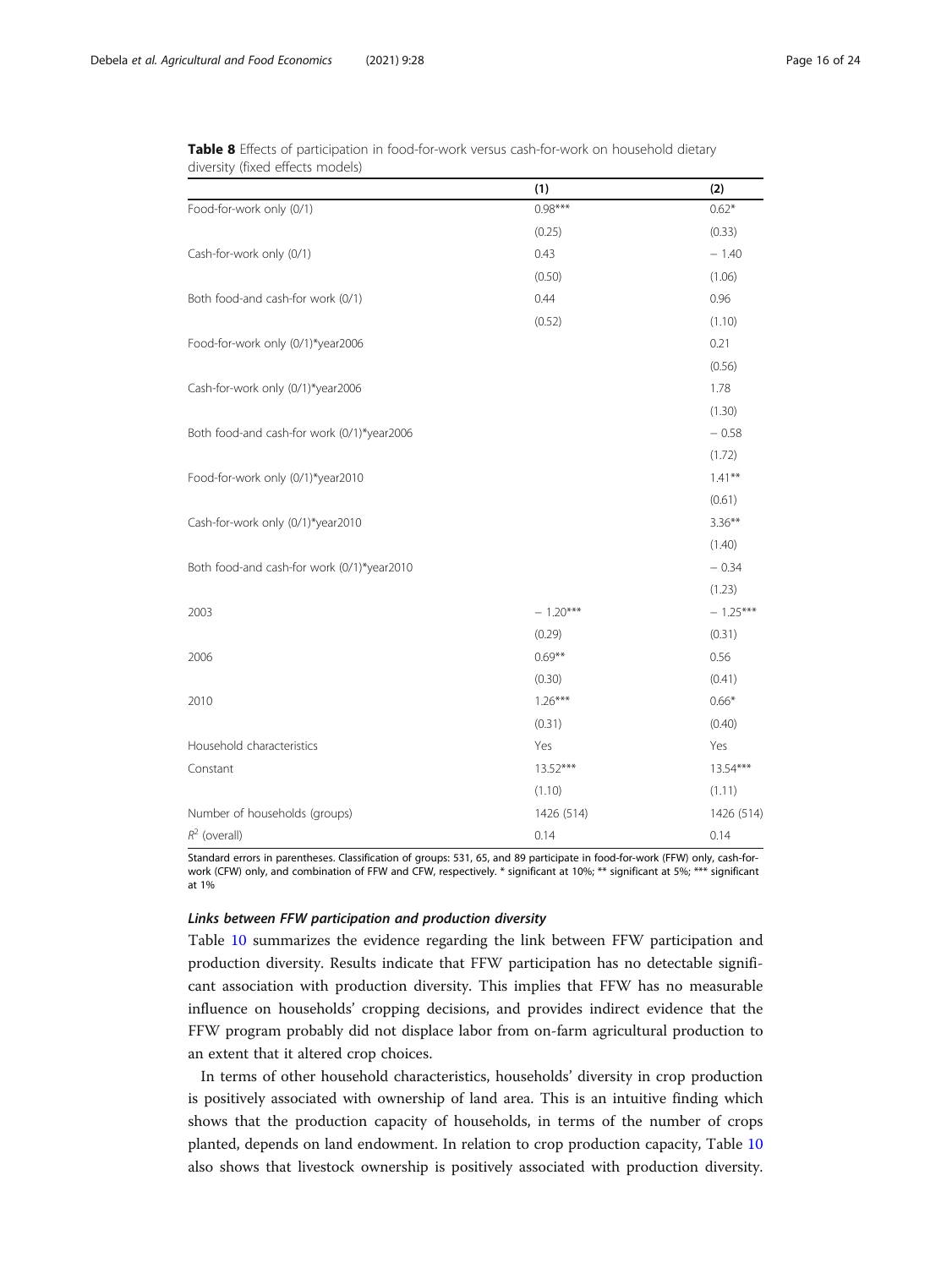**Table 8** Effects of participation in food-for-work versus cash-for-work on household dietary diversity (fixed effects models)

| | (1) | (2) |
|---|---|---|
| Food-for-work only (0/1) | 0.98*** | 0.62* |
| | (0.25) | (0.33) |
| Cash-for-work only (0/1) | 0.43 | − 1.40 |
| | (0.50) | (1.06) |
| Both food-and cash-for work (0/1) | 0.44 | 0.96 |
| | (0.52) | (1.10) |
| Food-for-work only (0/1)*year2006 | | 0.21 |
| | | (0.56) |
| Cash-for-work only (0/1)*year2006 | | 1.78 |
| | | (1.30) |
| Both food-and cash-for work (0/1)*year2006 | | − 0.58 |
| | | (1.72) |
| Food-for-work only (0/1)*year2010 | | 1.41** |
| | | (0.61) |
| Cash-for-work only (0/1)*year2010 | | 3.36** |
| | | (1.40) |
| Both food-and cash-for work (0/1)*year2010 | | − 0.34 |
| | | (1.23) |
| 2003 | − 1.20*** | − 1.25*** |
| | (0.29) | (0.31) |
| 2006 | 0.69** | 0.56 |
| | (0.30) | (0.41) |
| 2010 | 1.26*** | 0.66* |
| | (0.31) | (0.40) |
| Household characteristics | Yes | Yes |
| Constant | 13.52*** | 13.54*** |
| | (1.10) | (1.11) |
| Number of households (groups) | 1426 (514) | 1426 (514) |
| $R^2$ (overall) | 0.14 | 0.14 |

Standard errors in parentheses. Classification of groups: 531, 65, and 89 participate in food-for-work (FFW) only, cash-for-work (CFW) only, and combination of FFW and CFW, respectively. * significant at 10%; ** significant at 5%; *** significant at 1%

### *Links between FFW participation and production diversity*

Table 10 summarizes the evidence regarding the link between FFW participation and production diversity. Results indicate that FFW participation has no detectable significant association with production diversity. This implies that FFW has no measurable influence on households' cropping decisions, and provides indirect evidence that the FFW program probably did not displace labor from on-farm agricultural production to an extent that it altered crop choices.

In terms of other household characteristics, households' diversity in crop production is positively associated with ownership of land area. This is an intuitive finding which shows that the production capacity of households, in terms of the number of crops planted, depends on land endowment. In relation to crop production capacity, Table 10 also shows that livestock ownership is positively associated with production diversity.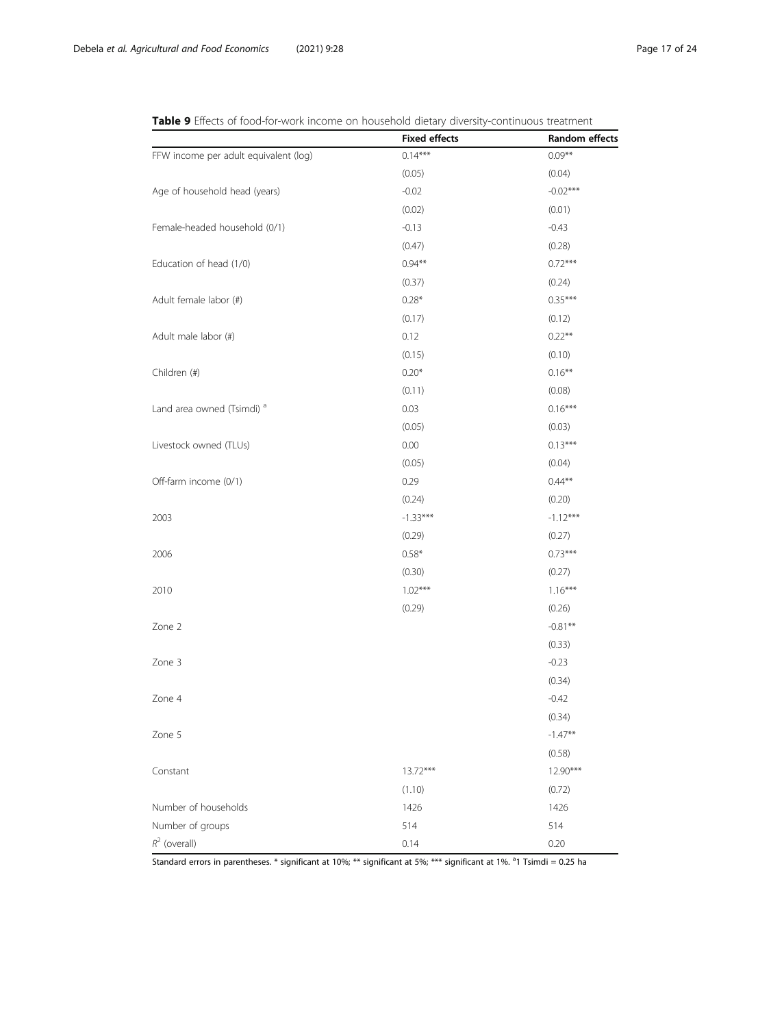**Table 9** Effects of food-for-work income on household dietary diversity-continuous treatment

| | Fixed effects | Random effects |
|---|---|---|
| FFW income per adult equivalent (log) | 0.14*** | 0.09** |
| | (0.05) | (0.04) |
| Age of household head (years) | -0.02 | -0.02*** |
| | (0.02) | (0.01) |
| Female-headed household (0/1) | -0.13 | -0.43 |
| | (0.47) | (0.28) |
| Education of head (1/0) | 0.94** | 0.72*** |
| | (0.37) | (0.24) |
| Adult female labor (#) | 0.28* | 0.35*** |
| | (0.17) | (0.12) |
| Adult male labor (#) | 0.12 | 0.22** |
| | (0.15) | (0.10) |
| Children (#) | 0.20* | 0.16** |
| | (0.11) | (0.08) |
| Land area owned (Tsimdi) [a] | 0.03 | 0.16*** |
| | (0.05) | (0.03) |
| Livestock owned (TLUs) | 0.00 | 0.13*** |
| | (0.05) | (0.04) |
| Off-farm income (0/1) | 0.29 | 0.44** |
| | (0.24) | (0.20) |
| 2003 | -1.33*** | -1.12*** |
| | (0.29) | (0.27) |
| 2006 | 0.58* | 0.73*** |
| | (0.30) | (0.27) |
| 2010 | 1.02*** | 1.16*** |
| | (0.29) | (0.26) |
| Zone 2 | | -0.81** |
| | | (0.33) |
| Zone 3 | | -0.23 |
| | | (0.34) |
| Zone 4 | | -0.42 |
| | | (0.34) |
| Zone 5 | | -1.47** |
| | | (0.58) |
| Constant | 13.72*** | 12.90*** |
| | (1.10) | (0.72) |
| Number of households | 1426 | 1426 |
| Number of groups | 514 | 514 |
| $R^2$ (overall) | 0.14 | 0.20 |

Standard errors in parentheses. * significant at 10%; ** significant at 5%; *** significant at 1%. [a]1 Tsimdi = 0.25 ha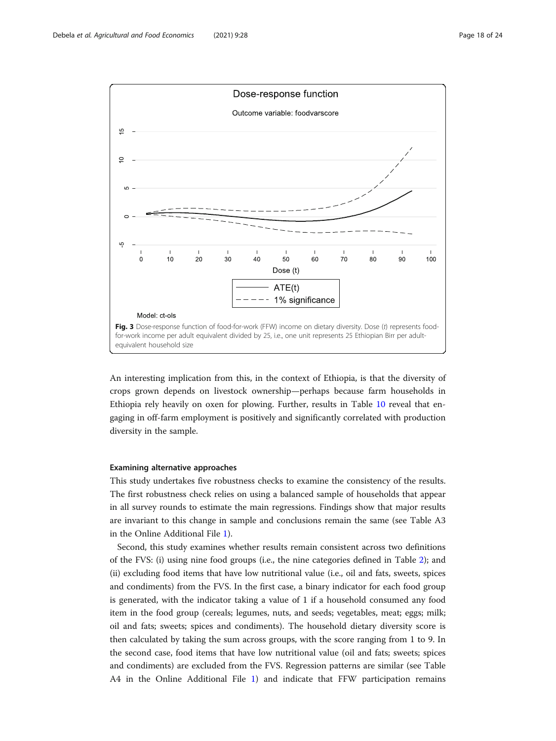**Fig. 3** Dose-response function of food-for-work (FFW) income on dietary diversity. Dose (*t*) represents food-for-work income per adult equivalent divided by 25, i.e., one unit represents 25 Ethiopian Birr per adult-equivalent household size

An interesting implication from this, in the context of Ethiopia, is that the diversity of crops grown depends on livestock ownership—perhaps because farm households in Ethiopia rely heavily on oxen for plowing. Further, results in Table 10 reveal that engaging in off-farm employment is positively and significantly correlated with production diversity in the sample.

#### Examining alternative approaches

This study undertakes five robustness checks to examine the consistency of the results. The first robustness check relies on using a balanced sample of households that appear in all survey rounds to estimate the main regressions. Findings show that major results are invariant to this change in sample and conclusions remain the same (see Table A3 in the Online Additional File 1).

Second, this study examines whether results remain consistent across two definitions of the FVS: (i) using nine food groups (i.e., the nine categories defined in Table 2); and (ii) excluding food items that have low nutritional value (i.e., oil and fats, sweets, spices and condiments) from the FVS. In the first case, a binary indicator for each food group is generated, with the indicator taking a value of 1 if a household consumed any food item in the food group (cereals; legumes, nuts, and seeds; vegetables, meat; eggs; milk; oil and fats; sweets; spices and condiments). The household dietary diversity score is then calculated by taking the sum across groups, with the score ranging from 1 to 9. In the second case, food items that have low nutritional value (oil and fats; sweets; spices and condiments) are excluded from the FVS. Regression patterns are similar (see Table A4 in the Online Additional File 1) and indicate that FFW participation remains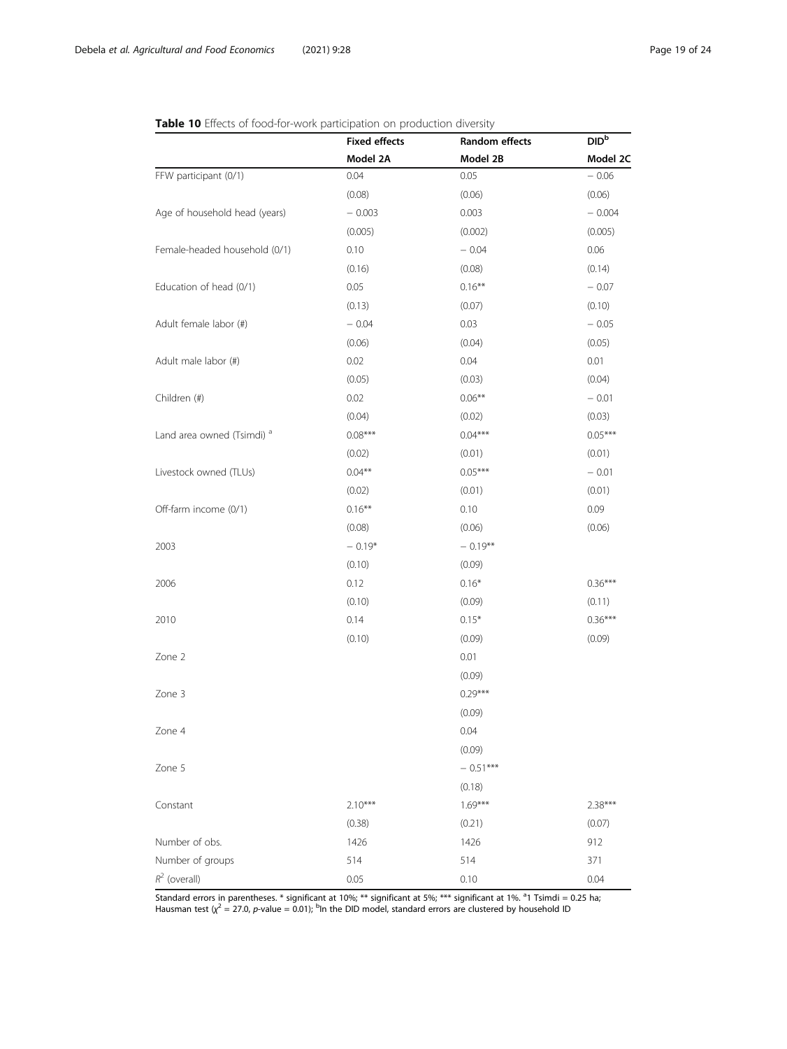**Table 10** Effects of food-for-work participation on production diversity

| | Fixed effects | Random effects | DID[b] |
|---|---|---|---|
| | Model 2A | Model 2B | Model 2C |
| FFW participant (0/1) | 0.04 | 0.05 | − 0.06 |
| | (0.08) | (0.06) | (0.06) |
| Age of household head (years) | − 0.003 | 0.003 | − 0.004 |
| | (0.005) | (0.002) | (0.005) |
| Female-headed household (0/1) | 0.10 | − 0.04 | 0.06 |
| | (0.16) | (0.08) | (0.14) |
| Education of head (0/1) | 0.05 | 0.16** | − 0.07 |
| | (0.13) | (0.07) | (0.10) |
| Adult female labor (#) | − 0.04 | 0.03 | − 0.05 |
| | (0.06) | (0.04) | (0.05) |
| Adult male labor (#) | 0.02 | 0.04 | 0.01 |
| | (0.05) | (0.03) | (0.04) |
| Children (#) | 0.02 | 0.06** | − 0.01 |
| | (0.04) | (0.02) | (0.03) |
| Land area owned (Tsimdi) [a] | 0.08*** | 0.04*** | 0.05*** |
| | (0.02) | (0.01) | (0.01) |
| Livestock owned (TLUs) | 0.04** | 0.05*** | − 0.01 |
| | (0.02) | (0.01) | (0.01) |
| Off-farm income (0/1) | 0.16** | 0.10 | 0.09 |
| | (0.08) | (0.06) | (0.06) |
| 2003 | − 0.19* | − 0.19** | |
| | (0.10) | (0.09) | |
| 2006 | 0.12 | 0.16* | 0.36*** |
| | (0.10) | (0.09) | (0.11) |
| 2010 | 0.14 | 0.15* | 0.36*** |
| | (0.10) | (0.09) | (0.09) |
| Zone 2 | | 0.01 | |
| | | (0.09) | |
| Zone 3 | | 0.29*** | |
| | | (0.09) | |
| Zone 4 | | 0.04 | |
| | | (0.09) | |
| Zone 5 | | − 0.51*** | |
| | | (0.18) | |
| Constant | 2.10*** | 1.69*** | 2.38*** |
| | (0.38) | (0.21) | (0.07) |
| Number of obs. | 1426 | 1426 | 912 |
| Number of groups | 514 | 514 | 371 |
| $R^2$ (overall) | 0.05 | 0.10 | 0.04 |

Standard errors in parentheses. * significant at 10%; ** significant at 5%; *** significant at 1%. [a]1 Tsimdi = 0.25 ha; Hausman test ($\chi^2$ = 27.0, $p$-value = 0.01); [b]In the DID model, standard errors are clustered by household ID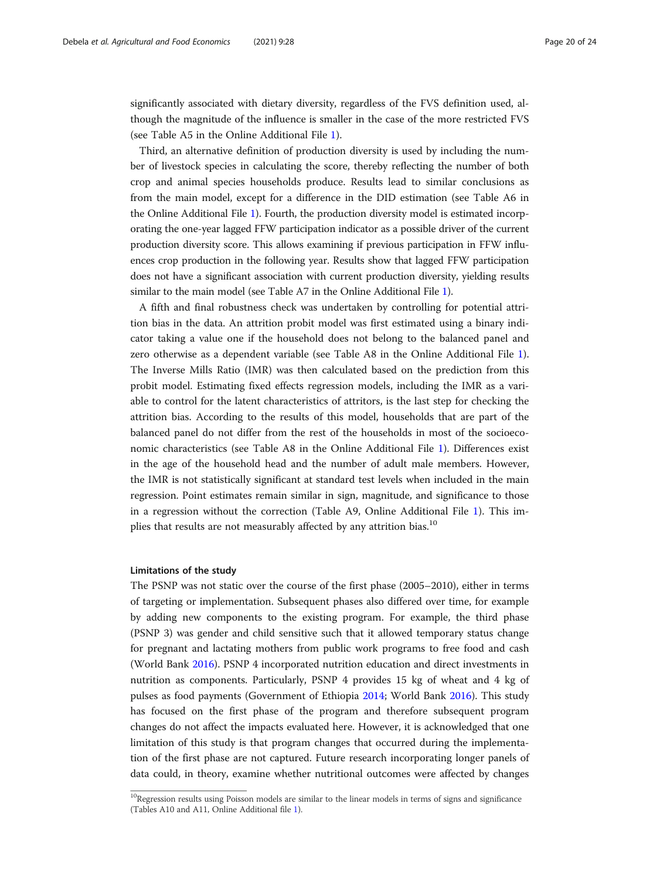significantly associated with dietary diversity, regardless of the FVS definition used, although the magnitude of the influence is smaller in the case of the more restricted FVS (see Table A5 in the Online Additional File 1).

Third, an alternative definition of production diversity is used by including the number of livestock species in calculating the score, thereby reflecting the number of both crop and animal species households produce. Results lead to similar conclusions as from the main model, except for a difference in the DID estimation (see Table A6 in the Online Additional File 1). Fourth, the production diversity model is estimated incorporating the one-year lagged FFW participation indicator as a possible driver of the current production diversity score. This allows examining if previous participation in FFW influences crop production in the following year. Results show that lagged FFW participation does not have a significant association with current production diversity, yielding results similar to the main model (see Table A7 in the Online Additional File 1).

A fifth and final robustness check was undertaken by controlling for potential attrition bias in the data. An attrition probit model was first estimated using a binary indicator taking a value one if the household does not belong to the balanced panel and zero otherwise as a dependent variable (see Table A8 in the Online Additional File 1). The Inverse Mills Ratio (IMR) was then calculated based on the prediction from this probit model. Estimating fixed effects regression models, including the IMR as a variable to control for the latent characteristics of attritors, is the last step for checking the attrition bias. According to the results of this model, households that are part of the balanced panel do not differ from the rest of the households in most of the socioeconomic characteristics (see Table A8 in the Online Additional File 1). Differences exist in the age of the household head and the number of adult male members. However, the IMR is not statistically significant at standard test levels when included in the main regression. Point estimates remain similar in sign, magnitude, and significance to those in a regression without the correction (Table A9, Online Additional File 1). This implies that results are not measurably affected by any attrition bias.[10]

### Limitations of the study

The PSNP was not static over the course of the first phase (2005–2010), either in terms of targeting or implementation. Subsequent phases also differed over time, for example by adding new components to the existing program. For example, the third phase (PSNP 3) was gender and child sensitive such that it allowed temporary status change for pregnant and lactating mothers from public work programs to free food and cash (World Bank 2016). PSNP 4 incorporated nutrition education and direct investments in nutrition as components. Particularly, PSNP 4 provides 15 kg of wheat and 4 kg of pulses as food payments (Government of Ethiopia 2014; World Bank 2016). This study has focused on the first phase of the program and therefore subsequent program changes do not affect the impacts evaluated here. However, it is acknowledged that one limitation of this study is that program changes that occurred during the implementation of the first phase are not captured. Future research incorporating longer panels of data could, in theory, examine whether nutritional outcomes were affected by changes

[10]Regression results using Poisson models are similar to the linear models in terms of signs and significance (Tables A10 and A11, Online Additional file 1).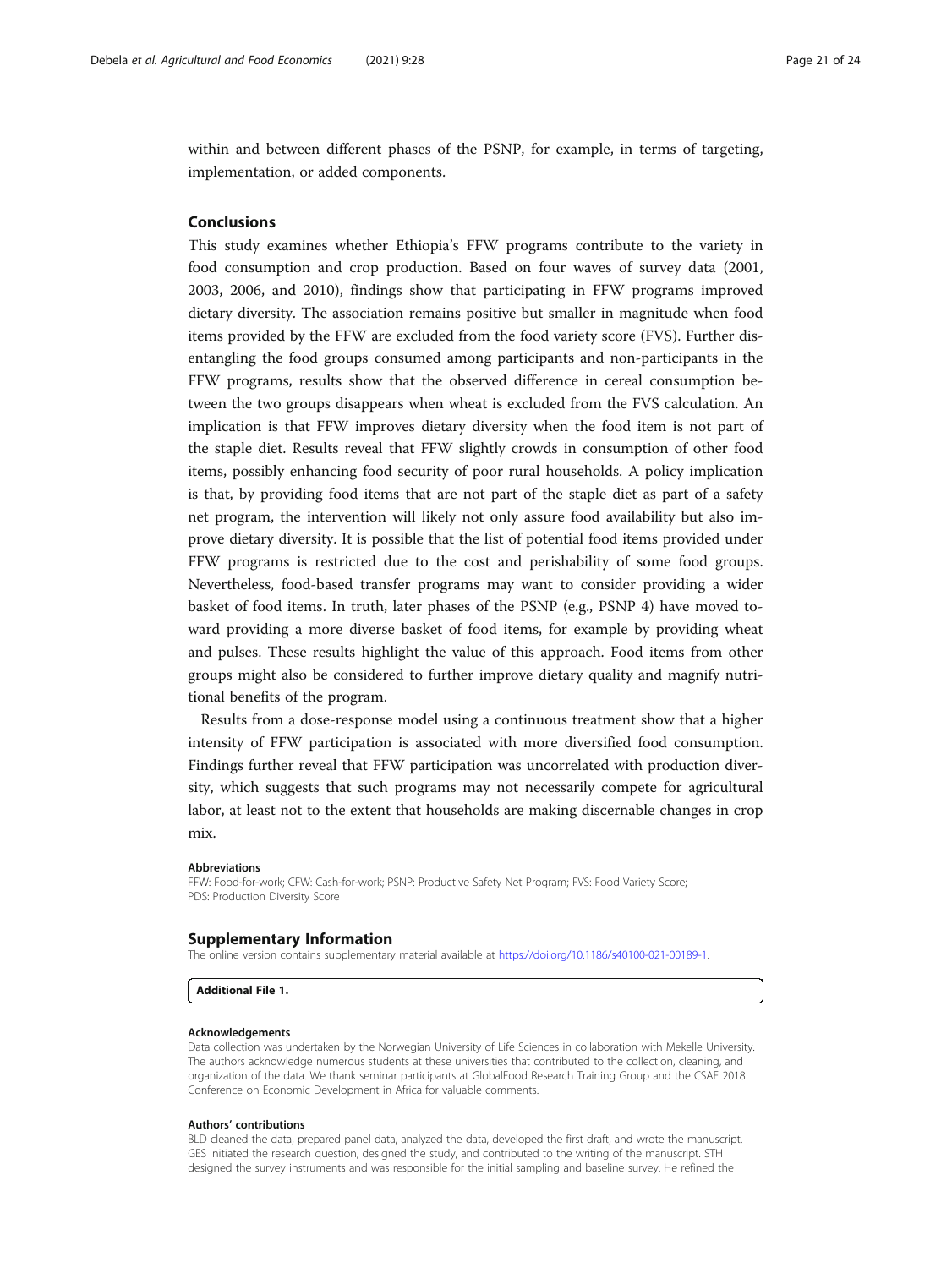within and between different phases of the PSNP, for example, in terms of targeting, implementation, or added components.

## Conclusions

This study examines whether Ethiopia's FFW programs contribute to the variety in food consumption and crop production. Based on four waves of survey data (2001, 2003, 2006, and 2010), findings show that participating in FFW programs improved dietary diversity. The association remains positive but smaller in magnitude when food items provided by the FFW are excluded from the food variety score (FVS). Further disentangling the food groups consumed among participants and non-participants in the FFW programs, results show that the observed difference in cereal consumption between the two groups disappears when wheat is excluded from the FVS calculation. An implication is that FFW improves dietary diversity when the food item is not part of the staple diet. Results reveal that FFW slightly crowds in consumption of other food items, possibly enhancing food security of poor rural households. A policy implication is that, by providing food items that are not part of the staple diet as part of a safety net program, the intervention will likely not only assure food availability but also improve dietary diversity. It is possible that the list of potential food items provided under FFW programs is restricted due to the cost and perishability of some food groups. Nevertheless, food-based transfer programs may want to consider providing a wider basket of food items. In truth, later phases of the PSNP (e.g., PSNP 4) have moved toward providing a more diverse basket of food items, for example by providing wheat and pulses. These results highlight the value of this approach. Food items from other groups might also be considered to further improve dietary quality and magnify nutritional benefits of the program.

Results from a dose-response model using a continuous treatment show that a higher intensity of FFW participation is associated with more diversified food consumption. Findings further reveal that FFW participation was uncorrelated with production diversity, which suggests that such programs may not necessarily compete for agricultural labor, at least not to the extent that households are making discernable changes in crop mix.

#### Abbreviations

FFW: Food-for-work; CFW: Cash-for-work; PSNP: Productive Safety Net Program; FVS: Food Variety Score; PDS: Production Diversity Score

## Supplementary Information

The online version contains supplementary material available at https://doi.org/10.1186/s40100-021-00189-1.

**Additional File 1.**

#### Acknowledgements

Data collection was undertaken by the Norwegian University of Life Sciences in collaboration with Mekelle University. The authors acknowledge numerous students at these universities that contributed to the collection, cleaning, and organization of the data. We thank seminar participants at GlobalFood Research Training Group and the CSAE 2018 Conference on Economic Development in Africa for valuable comments.

#### Authors' contributions

BLD cleaned the data, prepared panel data, analyzed the data, developed the first draft, and wrote the manuscript. GES initiated the research question, designed the study, and contributed to the writing of the manuscript. STH designed the survey instruments and was responsible for the initial sampling and baseline survey. He refined the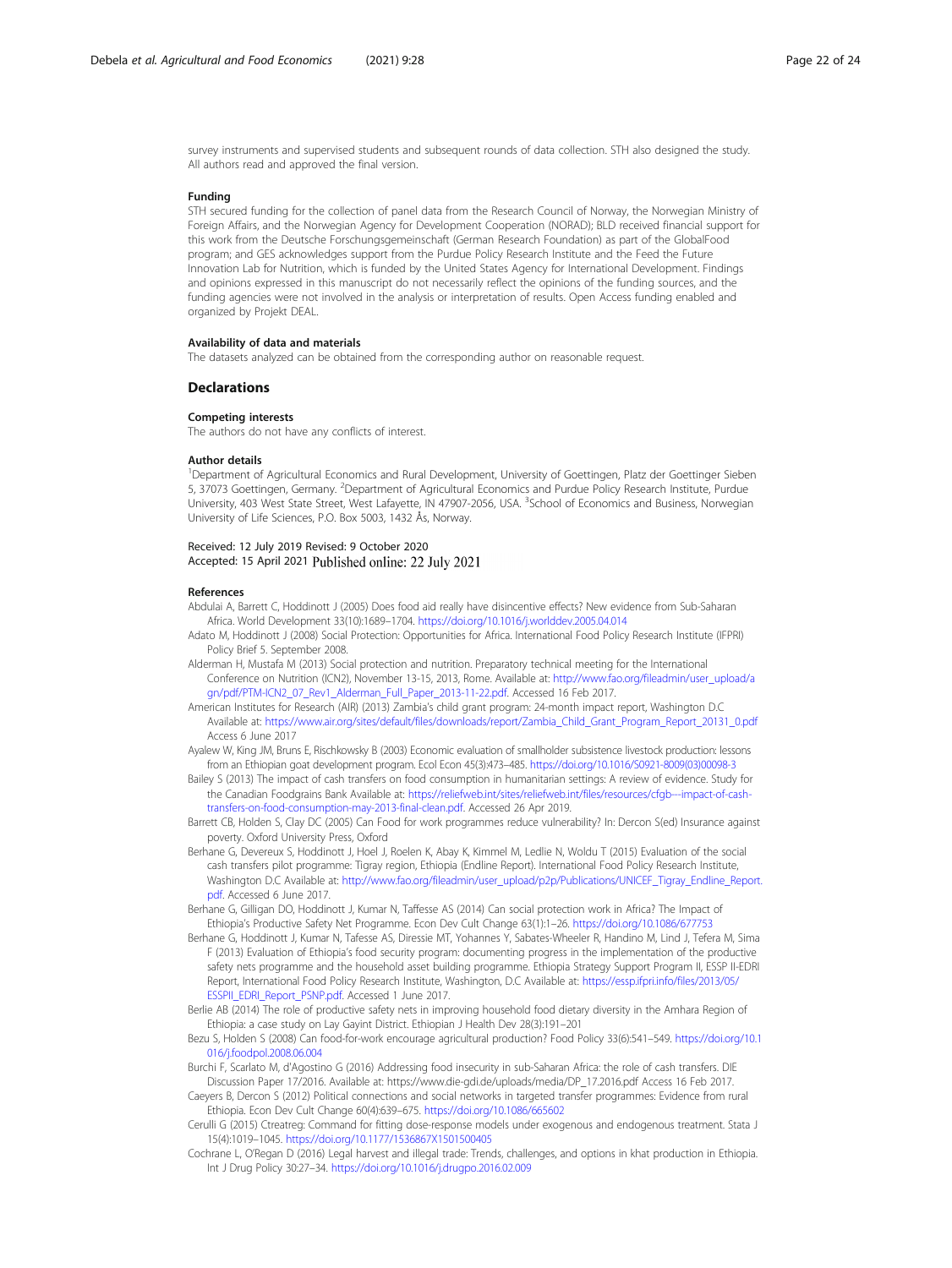survey instruments and supervised students and subsequent rounds of data collection. STH also designed the study. All authors read and approved the final version.

#### Funding

STH secured funding for the collection of panel data from the Research Council of Norway, the Norwegian Ministry of Foreign Affairs, and the Norwegian Agency for Development Cooperation (NORAD); BLD received financial support for this work from the Deutsche Forschungsgemeinschaft (German Research Foundation) as part of the GlobalFood program; and GES acknowledges support from the Purdue Policy Research Institute and the Feed the Future Innovation Lab for Nutrition, which is funded by the United States Agency for International Development. Findings and opinions expressed in this manuscript do not necessarily reflect the opinions of the funding sources, and the funding agencies were not involved in the analysis or interpretation of results. Open Access funding enabled and organized by Projekt DEAL.

#### Availability of data and materials

The datasets analyzed can be obtained from the corresponding author on reasonable request.

## Declarations

#### Competing interests

The authors do not have any conflicts of interest.

#### Author details

[1]Department of Agricultural Economics and Rural Development, University of Goettingen, Platz der Goettinger Sieben 5, 37073 Goettingen, Germany. [2]Department of Agricultural Economics and Purdue Policy Research Institute, Purdue University, 403 West State Street, West Lafayette, IN 47907-2056, USA. [3]School of Economics and Business, Norwegian University of Life Sciences, P.O. Box 5003, 1432 Ås, Norway.

Received: 12 July 2019 Revised: 9 October 2020
Accepted: 15 April 2021 Published online: 22 July 2021

#### References

Abdulai A, Barrett C, Hoddinott J (2005) Does food aid really have disincentive effects? New evidence from Sub-Saharan Africa. World Development 33(10):1689–1704. https://doi.org/10.1016/j.worlddev.2005.04.014

Adato M, Hoddinott J (2008) Social Protection: Opportunities for Africa. International Food Policy Research Institute (IFPRI) Policy Brief 5. September 2008.

Alderman H, Mustafa M (2013) Social protection and nutrition. Preparatory technical meeting for the International Conference on Nutrition (ICN2), November 13-15, 2013, Rome. Available at: http://www.fao.org/fileadmin/user_upload/agn/pdf/PTM-ICN2_07_Rev1_Alderman_Full_Paper_2013-11-22.pdf. Accessed 16 Feb 2017.

American Institutes for Research (AIR) (2013) Zambia's child grant program: 24-month impact report, Washington D.C Available at: https://www.air.org/sites/default/files/downloads/report/Zambia_Child_Grant_Program_Report_20131_0.pdf Access 6 June 2017

Ayalew W, King JM, Bruns E, Rischkowsky B (2003) Economic evaluation of smallholder subsistence livestock production: lessons from an Ethiopian goat development program. Ecol Econ 45(3):473–485. https://doi.org/10.1016/S0921-8009(03)00098-3

Bailey S (2013) The impact of cash transfers on food consumption in humanitarian settings: A review of evidence. Study for the Canadian Foodgrains Bank Available at: https://reliefweb.int/sites/reliefweb.int/files/resources/cfgb---impact-of-cash-transfers-on-food-consumption-may-2013-final-clean.pdf. Accessed 26 Apr 2019.

Barrett CB, Holden S, Clay DC (2005) Can Food for work programmes reduce vulnerability? In: Dercon S(ed) Insurance against poverty. Oxford University Press, Oxford

Berhane G, Devereux S, Hoddinott J, Hoel J, Roelen K, Abay K, Kimmel M, Ledlie N, Woldu T (2015) Evaluation of the social cash transfers pilot programme: Tigray region, Ethiopia (Endline Report). International Food Policy Research Institute, Washington D.C Available at: http://www.fao.org/fileadmin/user_upload/p2p/Publications/UNICEF_Tigray_Endline_Report.pdf. Accessed 6 June 2017.

Berhane G, Gilligan DO, Hoddinott J, Kumar N, Taffesse AS (2014) Can social protection work in Africa? The Impact of Ethiopia's Productive Safety Net Programme. Econ Dev Cult Change 63(1):1–26. https://doi.org/10.1086/677753

Berhane G, Hoddinott J, Kumar N, Tafesse AS, Diressie MT, Yohannes Y, Sabates-Wheeler R, Handino M, Lind J, Tefera M, Sima F (2013) Evaluation of Ethiopia's food security program: documenting progress in the implementation of the productive safety nets programme and the household asset building programme. Ethiopia Strategy Support Program II, ESSP II-EDRI Report, International Food Policy Research Institute, Washington, D.C Available at: https://essp.ifpri.info/files/2013/05/ESSPII_EDRI_Report_PSNP.pdf. Accessed 1 June 2017.

Berlie AB (2014) The role of productive safety nets in improving household food dietary diversity in the Amhara Region of Ethiopia: a case study on Lay Gayint District. Ethiopian J Health Dev 28(3):191–201

Bezu S, Holden S (2008) Can food-for-work encourage agricultural production? Food Policy 33(6):541–549. https://doi.org/10.1016/j.foodpol.2008.06.004

Burchi F, Scarlato M, d'Agostino G (2016) Addressing food insecurity in sub-Saharan Africa: the role of cash transfers. DIE Discussion Paper 17/2016. Available at: https://www.die-gdi.de/uploads/media/DP_17.2016.pdf Access 16 Feb 2017.

Caeyers B, Dercon S (2012) Political connections and social networks in targeted transfer programmes: Evidence from rural Ethiopia. Econ Dev Cult Change 60(4):639–675. https://doi.org/10.1086/665602

Cerulli G (2015) Ctreatreg: Command for fitting dose-response models under exogenous and endogenous treatment. Stata J 15(4):1019–1045. https://doi.org/10.1177/1536867X1501500405

Cochrane L, O'Regan D (2016) Legal harvest and illegal trade: Trends, challenges, and options in khat production in Ethiopia. Int J Drug Policy 30:27–34. https://doi.org/10.1016/j.drugpo.2016.02.009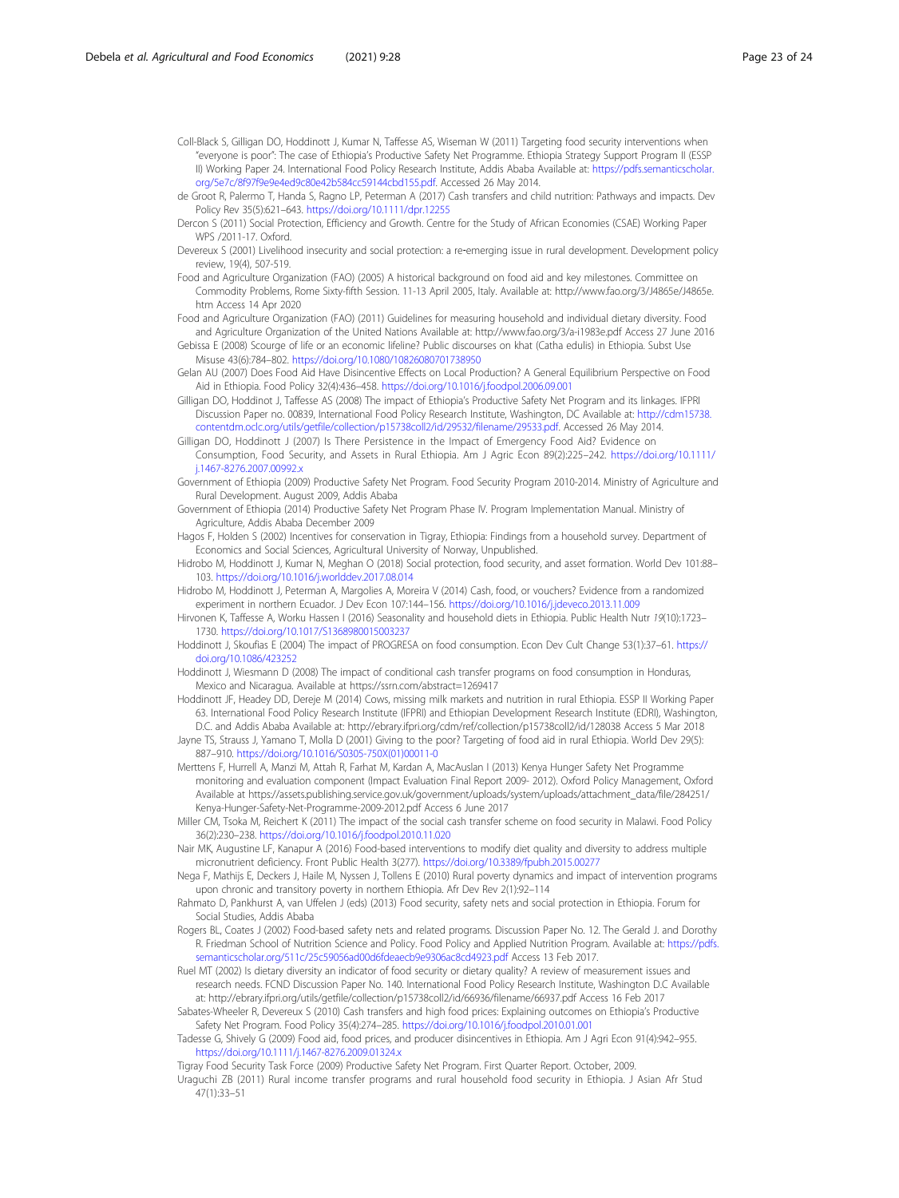Coll-Black S, Gilligan DO, Hoddinott J, Kumar N, Taffesse AS, Wiseman W (2011) Targeting food security interventions when "everyone is poor": The case of Ethiopia's Productive Safety Net Programme. Ethiopia Strategy Support Program II (ESSP II) Working Paper 24. International Food Policy Research Institute, Addis Ababa Available at: https://pdfs.semanticscholar.org/5e7c/8f97f9e9e4ed9c80e42b584cc59144cbd155.pdf. Accessed 26 May 2014.

de Groot R, Palermo T, Handa S, Ragno LP, Peterman A (2017) Cash transfers and child nutrition: Pathways and impacts. Dev Policy Rev 35(5):621–643. https://doi.org/10.1111/dpr.12255

Dercon S (2011) Social Protection, Efficiency and Growth. Centre for the Study of African Economies (CSAE) Working Paper WPS /2011-17. Oxford.

Devereux S (2001) Livelihood insecurity and social protection: a re-emerging issue in rural development. Development policy review, 19(4), 507-519.

Food and Agriculture Organization (FAO) (2005) A historical background on food aid and key milestones. Committee on Commodity Problems, Rome Sixty-fifth Session. 11-13 April 2005, Italy. Available at: http://www.fao.org/3/J4865e/J4865e.htm Access 14 Apr 2020

Food and Agriculture Organization (FAO) (2011) Guidelines for measuring household and individual dietary diversity. Food and Agriculture Organization of the United Nations Available at: http://www.fao.org/3/a-i1983e.pdf Access 27 June 2016

Gebissa E (2008) Scourge of life or an economic lifeline? Public discourses on khat (Catha edulis) in Ethiopia. Subst Use Misuse 43(6):784–802. https://doi.org/10.1080/10826080701738950

Gelan AU (2007) Does Food Aid Have Disincentive Effects on Local Production? A General Equilibrium Perspective on Food Aid in Ethiopia. Food Policy 32(4):436–458. https://doi.org/10.1016/j.foodpol.2006.09.001

Gilligan DO, Hoddinot J, Taffesse AS (2008) The impact of Ethiopia's Productive Safety Net Program and its linkages. IFPRI Discussion Paper no. 00839, International Food Policy Research Institute, Washington, DC Available at: http://cdm15738.contentdm.oclc.org/utils/getfile/collection/p15738coll2/id/29532/filename/29533.pdf. Accessed 26 May 2014.

Gilligan DO, Hoddinott J (2007) Is There Persistence in the Impact of Emergency Food Aid? Evidence on Consumption, Food Security, and Assets in Rural Ethiopia. Am J Agric Econ 89(2):225–242. https://doi.org/10.1111/j.1467-8276.2007.00992.x

Government of Ethiopia (2009) Productive Safety Net Program. Food Security Program 2010-2014. Ministry of Agriculture and Rural Development. August 2009, Addis Ababa

Government of Ethiopia (2014) Productive Safety Net Program Phase IV. Program Implementation Manual. Ministry of Agriculture, Addis Ababa December 2009

Hagos F, Holden S (2002) Incentives for conservation in Tigray, Ethiopia: Findings from a household survey. Department of Economics and Social Sciences, Agricultural University of Norway, Unpublished.

Hidrobo M, Hoddinott J, Kumar N, Meghan O (2018) Social protection, food security, and asset formation. World Dev 101:88–103. https://doi.org/10.1016/j.worlddev.2017.08.014

Hidrobo M, Hoddinott J, Peterman A, Margolies A, Moreira V (2014) Cash, food, or vouchers? Evidence from a randomized experiment in northern Ecuador. J Dev Econ 107:144–156. https://doi.org/10.1016/j.jdeveco.2013.11.009

Hirvonen K, Taffesse A, Worku Hassen I (2016) Seasonality and household diets in Ethiopia. Public Health Nutr *19*(10):1723–1730. https://doi.org/10.1017/S1368980015003237

Hoddinott J, Skoufias E (2004) The impact of PROGRESA on food consumption. Econ Dev Cult Change 53(1):37–61. https://doi.org/10.1086/423252

Hoddinott J, Wiesmann D (2008) The impact of conditional cash transfer programs on food consumption in Honduras, Mexico and Nicaragua. Available at https://ssrn.com/abstract=1269417

Hoddinott JF, Headey DD, Dereje M (2014) Cows, missing milk markets and nutrition in rural Ethiopia. ESSP II Working Paper 63. International Food Policy Research Institute (IFPRI) and Ethiopian Development Research Institute (EDRI), Washington, D.C. and Addis Ababa Available at: http://ebrary.ifpri.org/cdm/ref/collection/p15738coll2/id/128038 Access 5 Mar 2018

Jayne TS, Strauss J, Yamano T, Molla D (2001) Giving to the poor? Targeting of food aid in rural Ethiopia. World Dev 29(5):887–910. https://doi.org/10.1016/S0305-750X(01)00011-0

Merttens F, Hurrell A, Manzi M, Attah R, Farhat M, Kardan A, MacAuslan I (2013) Kenya Hunger Safety Net Programme monitoring and evaluation component (Impact Evaluation Final Report 2009- 2012). Oxford Policy Management, Oxford Available at https://assets.publishing.service.gov.uk/government/uploads/system/uploads/attachment_data/file/284251/Kenya-Hunger-Safety-Net-Programme-2009-2012.pdf Access 6 June 2017

Miller CM, Tsoka M, Reichert K (2011) The impact of the social cash transfer scheme on food security in Malawi. Food Policy 36(2):230–238. https://doi.org/10.1016/j.foodpol.2010.11.020

Nair MK, Augustine LF, Kanapur A (2016) Food-based interventions to modify diet quality and diversity to address multiple micronutrient deficiency. Front Public Health 3(277). https://doi.org/10.3389/fpubh.2015.00277

Nega F, Mathijs E, Deckers J, Haile M, Nyssen J, Tollens E (2010) Rural poverty dynamics and impact of intervention programs upon chronic and transitory poverty in northern Ethiopia. Afr Dev Rev 2(1):92–114

Rahmato D, Pankhurst A, van Uffelen J (eds) (2013) Food security, safety nets and social protection in Ethiopia. Forum for Social Studies, Addis Ababa

Rogers BL, Coates J (2002) Food-based safety nets and related programs. Discussion Paper No. 12. The Gerald J. and Dorothy R. Friedman School of Nutrition Science and Policy. Food Policy and Applied Nutrition Program. Available at: https://pdfs.semanticscholar.org/511c/25c59056ad00d6fdeaecb9e9306ac8cd4923.pdf Access 13 Feb 2017.

Ruel MT (2002) Is dietary diversity an indicator of food security or dietary quality? A review of measurement issues and research needs. FCND Discussion Paper No. 140. International Food Policy Research Institute, Washington D.C Available at: http://ebrary.ifpri.org/utils/getfile/collection/p15738coll2/id/66936/filename/66937.pdf Access 16 Feb 2017

Sabates-Wheeler R, Devereux S (2010) Cash transfers and high food prices: Explaining outcomes on Ethiopia's Productive Safety Net Program. Food Policy 35(4):274–285. https://doi.org/10.1016/j.foodpol.2010.01.001

Tadesse G, Shively G (2009) Food aid, food prices, and producer disincentives in Ethiopia. Am J Agri Econ 91(4):942–955. https://doi.org/10.1111/j.1467-8276.2009.01324.x

Tigray Food Security Task Force (2009) Productive Safety Net Program. First Quarter Report. October, 2009.

Uraguchi ZB (2011) Rural income transfer programs and rural household food security in Ethiopia. J Asian Afr Stud 47(1):33–51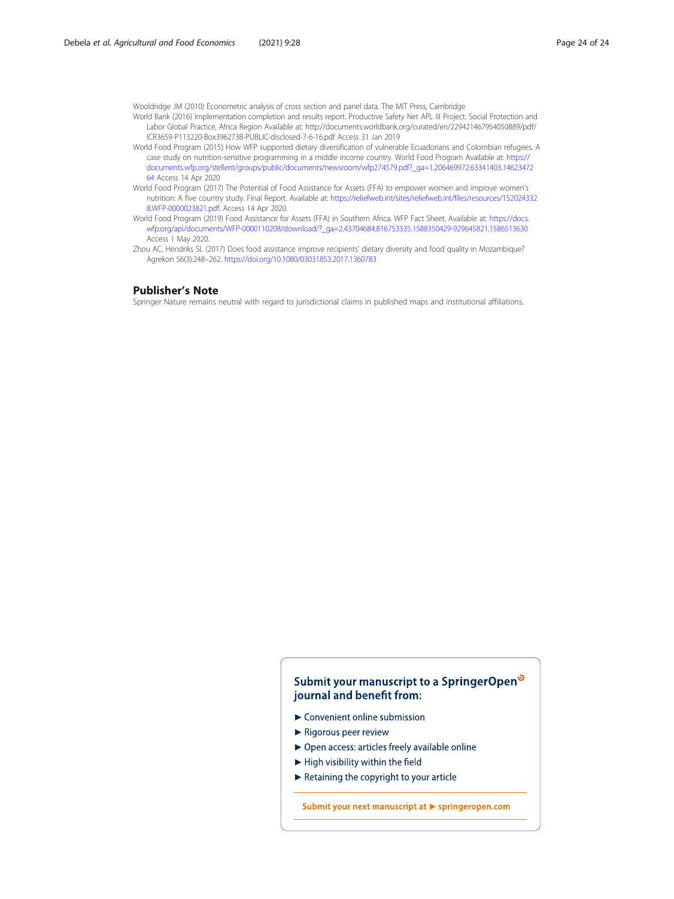Wooldridge JM (2010) Econometric analysis of cross section and panel data. The MIT Press, Cambridge

World Bank (2016) Implementation completion and results report. Productive Safety Net APL III Project. Social Protection and Labor Global Practice, Africa Region Available at: http://documents.worldbank.org/curated/en/229421467954050889/pdf/ICR3659-P113220-Box396273B-PUBLIC-disclosed-7-6-16.pdf Access 31 Jan 2019

World Food Program (2015) How WFP supported dietary diversification of vulnerable Ecuadorians and Colombian refugees. A case study on nutrition-sensitive programming in a middle income country. World Food Program Available at: https://documents.wfp.org/stellent/groups/public/documents/newsroom/wfp274579.pdf?_ga=1.206469972.63341403.1462347264 Access 14 Apr 2020

World Food Program (2017) The Potential of Food Assistance for Assets (FFA) to empower women and improve women's nutrition: A five country study. Final Report. Available at: https://reliefweb.int/sites/reliefweb.int/files/resources/1520243328.WFP-0000023821.pdf. Access 14 Apr 2020.

World Food Program (2019) Food Assistance for Assets (FFA) in Southern Africa. WFP Fact Sheet. Available at: https://docs.wfp.org/api/documents/WFP-0000110208/download/?_ga=2.43704684.816753335.1588350429-929645821.1586513630 Access 1 May 2020.

Zhou AC, Hendriks SL (2017) Does food assistance improve recipients' dietary diversity and food quality in Mozambique? Agrekon 56(3):248–262. https://doi.org/10.1080/03031853.2017.1360783

## Publisher's Note

Springer Nature remains neutral with regard to jurisdictional claims in published maps and institutional affiliations.

**Submit your manuscript to a SpringerOpen journal and benefit from:**

- ► Convenient online submission
- ► Rigorous peer review
- ► Open access: articles freely available online
- ► High visibility within the field
- ► Retaining the copyright to your article

**Submit your next manuscript at ► springeropen.com**